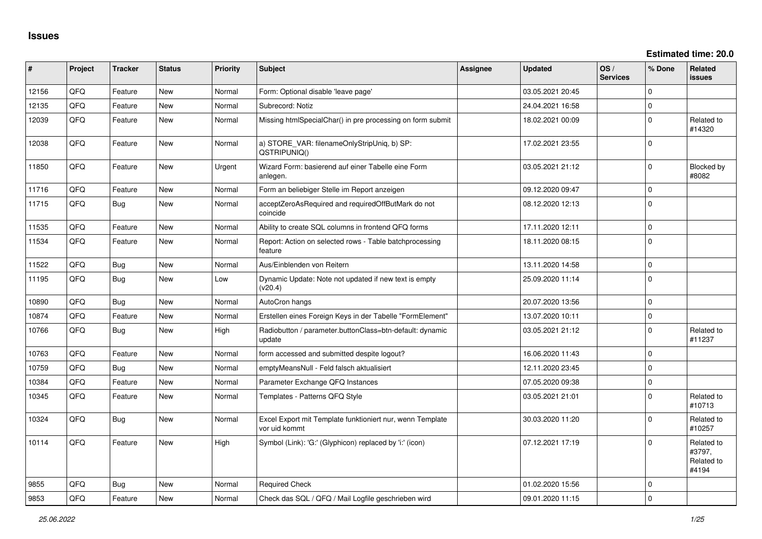# Issues

**Estimated time: 20.0**

| # | Project | Tracker | Status | Priority | Subject | Assignee | Updated | OS / Services | % Done | Related issues |
|---|---|---|---|---|---|---|---|---|---|---|
| 12156 | QFQ | Feature | New | Normal | Form: Optional disable 'leave page' | | 03.05.2021 20:45 | | 0 | |
| 12135 | QFQ | Feature | New | Normal | Subrecord: Notiz | | 24.04.2021 16:58 | | 0 | |
| 12039 | QFQ | Feature | New | Normal | Missing htmlSpecialChar() in pre processing on form submit | | 18.02.2021 00:09 | | 0 | Related to #14320 |
| 12038 | QFQ | Feature | New | Normal | a) STORE_VAR: filenameOnlyStripUniq, b) SP: QSTRIPUNIQ() | | 17.02.2021 23:55 | | 0 | |
| 11850 | QFQ | Feature | New | Urgent | Wizard Form: basierend auf einer Tabelle eine Form anlegen. | | 03.05.2021 21:12 | | 0 | Blocked by #8082 |
| 11716 | QFQ | Feature | New | Normal | Form an beliebiger Stelle im Report anzeigen | | 09.12.2020 09:47 | | 0 | |
| 11715 | QFQ | Bug | New | Normal | acceptZeroAsRequired and requiredOffButMark do not coincide | | 08.12.2020 12:13 | | 0 | |
| 11535 | QFQ | Feature | New | Normal | Ability to create SQL columns in frontend QFQ forms | | 17.11.2020 12:11 | | 0 | |
| 11534 | QFQ | Feature | New | Normal | Report: Action on selected rows - Table batchprocessing feature | | 18.11.2020 08:15 | | 0 | |
| 11522 | QFQ | Bug | New | Normal | Aus/Einblenden von Reitern | | 13.11.2020 14:58 | | 0 | |
| 11195 | QFQ | Bug | New | Low | Dynamic Update: Note not updated if new text is empty (v20.4) | | 25.09.2020 11:14 | | 0 | |
| 10890 | QFQ | Bug | New | Normal | AutoCron hangs | | 20.07.2020 13:56 | | 0 | |
| 10874 | QFQ | Feature | New | Normal | Erstellen eines Foreign Keys in der Tabelle "FormElement" | | 13.07.2020 10:11 | | 0 | |
| 10766 | QFQ | Bug | New | High | Radiobutton / parameter.buttonClass=btn-default: dynamic update | | 03.05.2021 21:12 | | 0 | Related to #11237 |
| 10763 | QFQ | Feature | New | Normal | form accessed and submitted despite logout? | | 16.06.2020 11:43 | | 0 | |
| 10759 | QFQ | Bug | New | Normal | emptyMeansNull - Feld falsch aktualisiert | | 12.11.2020 23:45 | | 0 | |
| 10384 | QFQ | Feature | New | Normal | Parameter Exchange QFQ Instances | | 07.05.2020 09:38 | | 0 | |
| 10345 | QFQ | Feature | New | Normal | Templates - Patterns QFQ Style | | 03.05.2021 21:01 | | 0 | Related to #10713 |
| 10324 | QFQ | Bug | New | Normal | Excel Export mit Template funktioniert nur, wenn Template vor uid kommt | | 30.03.2020 11:20 | | 0 | Related to #10257 |
| 10114 | QFQ | Feature | New | High | Symbol (Link): 'G:' (Glyphicon) replaced by 'i:' (icon) | | 07.12.2021 17:19 | | 0 | Related to #3797, Related to #4194 |
| 9855 | QFQ | Bug | New | Normal | Required Check | | 01.02.2020 15:56 | | 0 | |
| 9853 | QFQ | Feature | New | Normal | Check das SQL / QFQ / Mail Logfile geschrieben wird | | 09.01.2020 11:15 | | 0 | |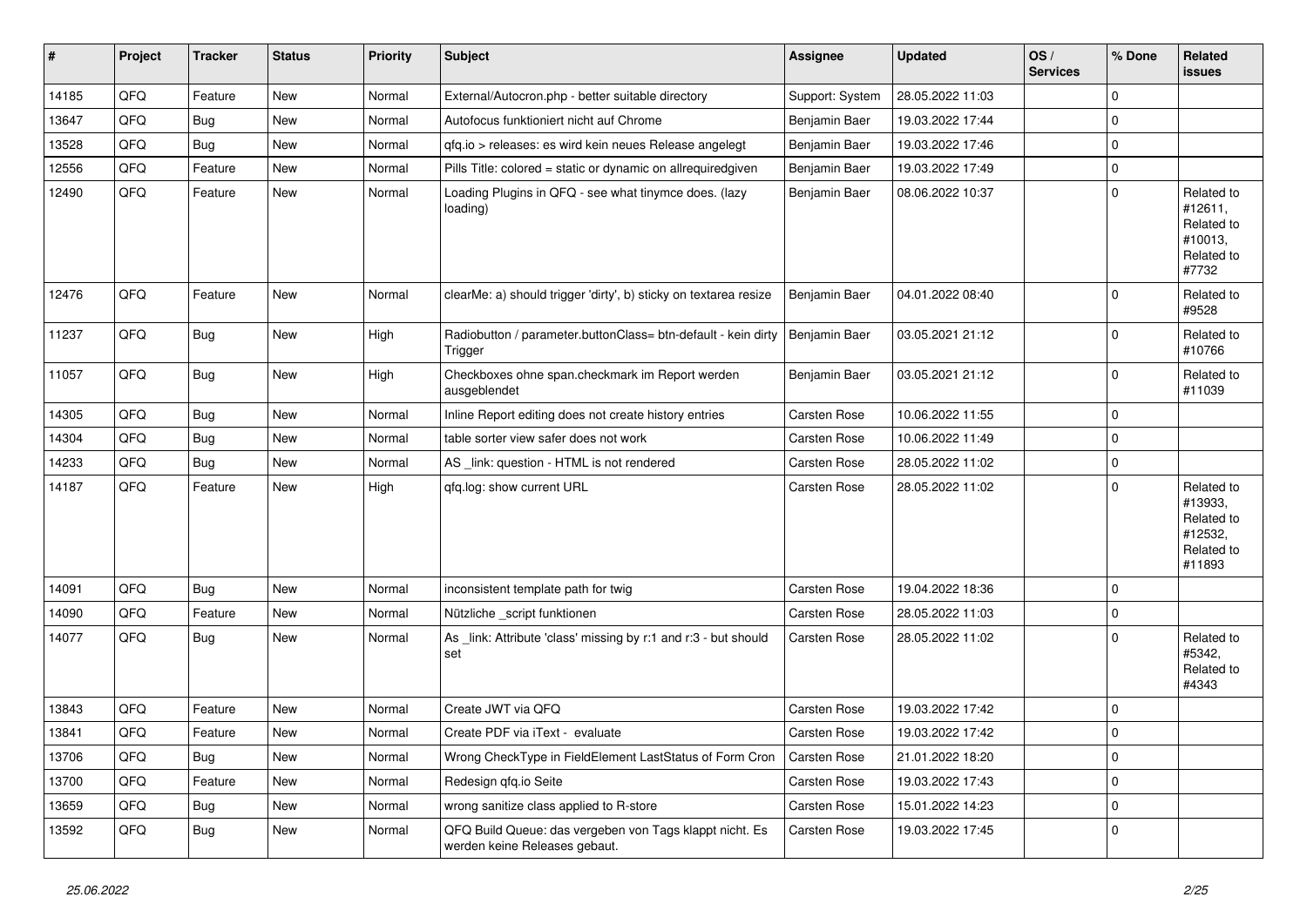| # | Project | Tracker | Status | Priority | Subject | Assignee | Updated | OS / Services | % Done | Related issues |
|---|---|---|---|---|---|---|---|---|---|---|
| 14185 | QFQ | Feature | New | Normal | External/Autocron.php - better suitable directory | Support: System | 28.05.2022 11:03 | | 0 | |
| 13647 | QFQ | Bug | New | Normal | Autofocus funktioniert nicht auf Chrome | Benjamin Baer | 19.03.2022 17:44 | | 0 | |
| 13528 | QFQ | Bug | New | Normal | qfq.io > releases: es wird kein neues Release angelegt | Benjamin Baer | 19.03.2022 17:46 | | 0 | |
| 12556 | QFQ | Feature | New | Normal | Pills Title: colored = static or dynamic on allrequiredgiven | Benjamin Baer | 19.03.2022 17:49 | | 0 | |
| 12490 | QFQ | Feature | New | Normal | Loading Plugins in QFQ - see what tinymce does. (lazy loading) | Benjamin Baer | 08.06.2022 10:37 | | 0 | Related to #12611, Related to #10013, Related to #7732 |
| 12476 | QFQ | Feature | New | Normal | clearMe: a) should trigger 'dirty', b) sticky on textarea resize | Benjamin Baer | 04.01.2022 08:40 | | 0 | Related to #9528 |
| 11237 | QFQ | Bug | New | High | Radiobutton / parameter.buttonClass= btn-default - kein dirty Trigger | Benjamin Baer | 03.05.2021 21:12 | | 0 | Related to #10766 |
| 11057 | QFQ | Bug | New | High | Checkboxes ohne span.checkmark im Report werden ausgeblendet | Benjamin Baer | 03.05.2021 21:12 | | 0 | Related to #11039 |
| 14305 | QFQ | Bug | New | Normal | Inline Report editing does not create history entries | Carsten Rose | 10.06.2022 11:55 | | 0 | |
| 14304 | QFQ | Bug | New | Normal | table sorter view safer does not work | Carsten Rose | 10.06.2022 11:49 | | 0 | |
| 14233 | QFQ | Bug | New | Normal | AS _link: question - HTML is not rendered | Carsten Rose | 28.05.2022 11:02 | | 0 | |
| 14187 | QFQ | Feature | New | High | qfq.log: show current URL | Carsten Rose | 28.05.2022 11:02 | | 0 | Related to #13933, Related to #12532, Related to #11893 |
| 14091 | QFQ | Bug | New | Normal | inconsistent template path for twig | Carsten Rose | 19.04.2022 18:36 | | 0 | |
| 14090 | QFQ | Feature | New | Normal | Nützliche _script funktionen | Carsten Rose | 28.05.2022 11:03 | | 0 | |
| 14077 | QFQ | Bug | New | Normal | As _link: Attribute 'class' missing by r:1 and r:3 - but should set | Carsten Rose | 28.05.2022 11:02 | | 0 | Related to #5342, Related to #4343 |
| 13843 | QFQ | Feature | New | Normal | Create JWT via QFQ | Carsten Rose | 19.03.2022 17:42 | | 0 | |
| 13841 | QFQ | Feature | New | Normal | Create PDF via iText - evaluate | Carsten Rose | 19.03.2022 17:42 | | 0 | |
| 13706 | QFQ | Bug | New | Normal | Wrong CheckType in FieldElement LastStatus of Form Cron | Carsten Rose | 21.01.2022 18:20 | | 0 | |
| 13700 | QFQ | Feature | New | Normal | Redesign qfq.io Seite | Carsten Rose | 19.03.2022 17:43 | | 0 | |
| 13659 | QFQ | Bug | New | Normal | wrong sanitize class applied to R-store | Carsten Rose | 15.01.2022 14:23 | | 0 | |
| 13592 | QFQ | Bug | New | Normal | QFQ Build Queue: das vergeben von Tags klappt nicht. Es werden keine Releases gebaut. | Carsten Rose | 19.03.2022 17:45 | | 0 | |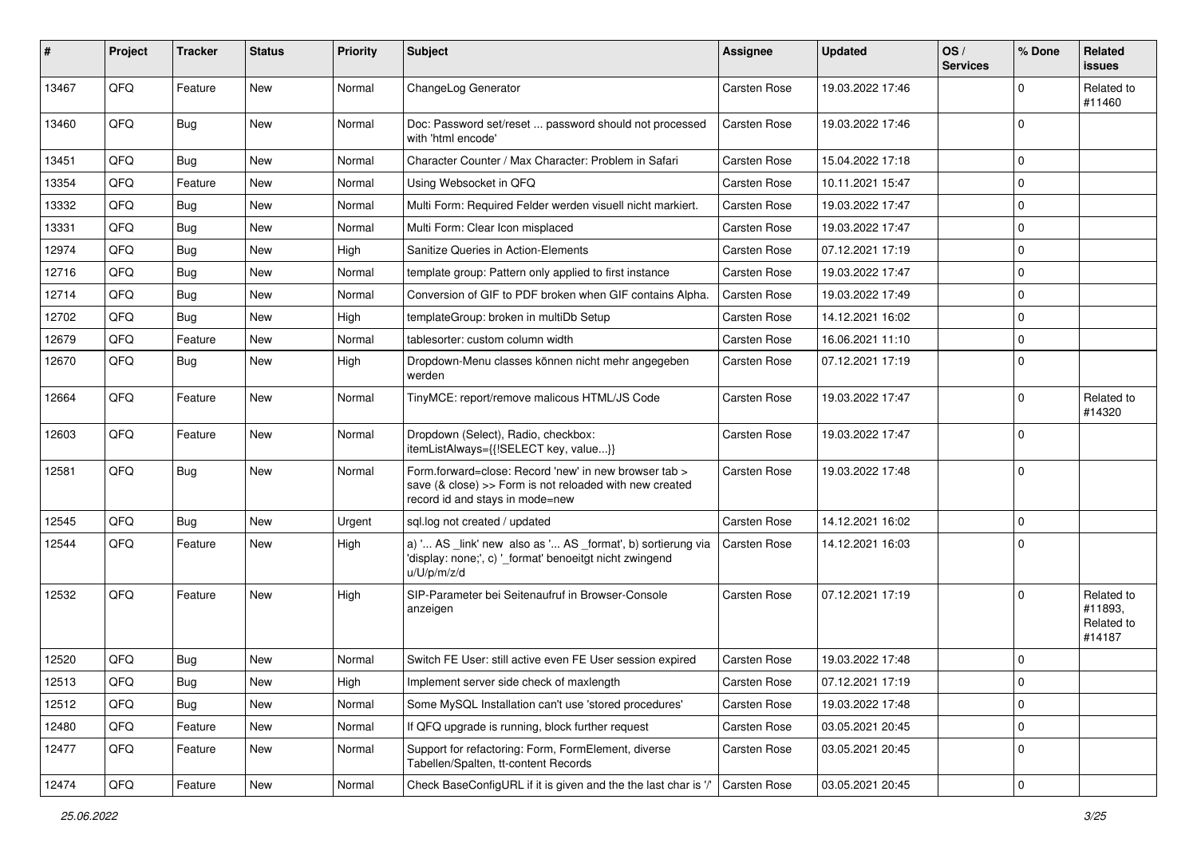| # | Project | Tracker | Status | Priority | Subject | Assignee | Updated | OS / Services | % Done | Related issues |
|---|---|---|---|---|---|---|---|---|---|---|
| 13467 | QFQ | Feature | New | Normal | ChangeLog Generator | Carsten Rose | 19.03.2022 17:46 | | 0 | Related to #11460 |
| 13460 | QFQ | Bug | New | Normal | Doc: Password set/reset ... password should not processed with 'html encode' | Carsten Rose | 19.03.2022 17:46 | | 0 | |
| 13451 | QFQ | Bug | New | Normal | Character Counter / Max Character: Problem in Safari | Carsten Rose | 15.04.2022 17:18 | | 0 | |
| 13354 | QFQ | Feature | New | Normal | Using Websocket in QFQ | Carsten Rose | 10.11.2021 15:47 | | 0 | |
| 13332 | QFQ | Bug | New | Normal | Multi Form: Required Felder werden visuell nicht markiert. | Carsten Rose | 19.03.2022 17:47 | | 0 | |
| 13331 | QFQ | Bug | New | Normal | Multi Form: Clear Icon misplaced | Carsten Rose | 19.03.2022 17:47 | | 0 | |
| 12974 | QFQ | Bug | New | High | Sanitize Queries in Action-Elements | Carsten Rose | 07.12.2021 17:19 | | 0 | |
| 12716 | QFQ | Bug | New | Normal | template group: Pattern only applied to first instance | Carsten Rose | 19.03.2022 17:47 | | 0 | |
| 12714 | QFQ | Bug | New | Normal | Conversion of GIF to PDF broken when GIF contains Alpha. | Carsten Rose | 19.03.2022 17:49 | | 0 | |
| 12702 | QFQ | Bug | New | High | templateGroup: broken in multiDb Setup | Carsten Rose | 14.12.2021 16:02 | | 0 | |
| 12679 | QFQ | Feature | New | Normal | tablesorter: custom column width | Carsten Rose | 16.06.2021 11:10 | | 0 | |
| 12670 | QFQ | Bug | New | High | Dropdown-Menu classes können nicht mehr angegeben werden | Carsten Rose | 07.12.2021 17:19 | | 0 | |
| 12664 | QFQ | Feature | New | Normal | TinyMCE: report/remove malicous HTML/JS Code | Carsten Rose | 19.03.2022 17:47 | | 0 | Related to #14320 |
| 12603 | QFQ | Feature | New | Normal | Dropdown (Select), Radio, checkbox: itemListAlways={{!SELECT key, value...}} | Carsten Rose | 19.03.2022 17:47 | | 0 | |
| 12581 | QFQ | Bug | New | Normal | Form.forward=close: Record 'new' in new browser tab > save (& close) >> Form is not reloaded with new created record id and stays in mode=new | Carsten Rose | 19.03.2022 17:48 | | 0 | |
| 12545 | QFQ | Bug | New | Urgent | sql.log not created / updated | Carsten Rose | 14.12.2021 16:02 | | 0 | |
| 12544 | QFQ | Feature | New | High | a) '... AS _link' new also as '... AS _format', b) sortierung via 'display: none;', c) '_format' benoeitgt nicht zwingend u/U/p/m/z/d | Carsten Rose | 14.12.2021 16:03 | | 0 | |
| 12532 | QFQ | Feature | New | High | SIP-Parameter bei Seitenaufruf in Browser-Console anzeigen | Carsten Rose | 07.12.2021 17:19 | | 0 | Related to #11893, Related to #14187 |
| 12520 | QFQ | Bug | New | Normal | Switch FE User: still active even FE User session expired | Carsten Rose | 19.03.2022 17:48 | | 0 | |
| 12513 | QFQ | Bug | New | High | Implement server side check of maxlength | Carsten Rose | 07.12.2021 17:19 | | 0 | |
| 12512 | QFQ | Bug | New | Normal | Some MySQL Installation can't use 'stored procedures' | Carsten Rose | 19.03.2022 17:48 | | 0 | |
| 12480 | QFQ | Feature | New | Normal | If QFQ upgrade is running, block further request | Carsten Rose | 03.05.2021 20:45 | | 0 | |
| 12477 | QFQ | Feature | New | Normal | Support for refactoring: Form, FormElement, diverse Tabellen/Spalten, tt-content Records | Carsten Rose | 03.05.2021 20:45 | | 0 | |
| 12474 | QFQ | Feature | New | Normal | Check BaseConfigURL if it is given and the the last char is '/' | Carsten Rose | 03.05.2021 20:45 | | 0 | |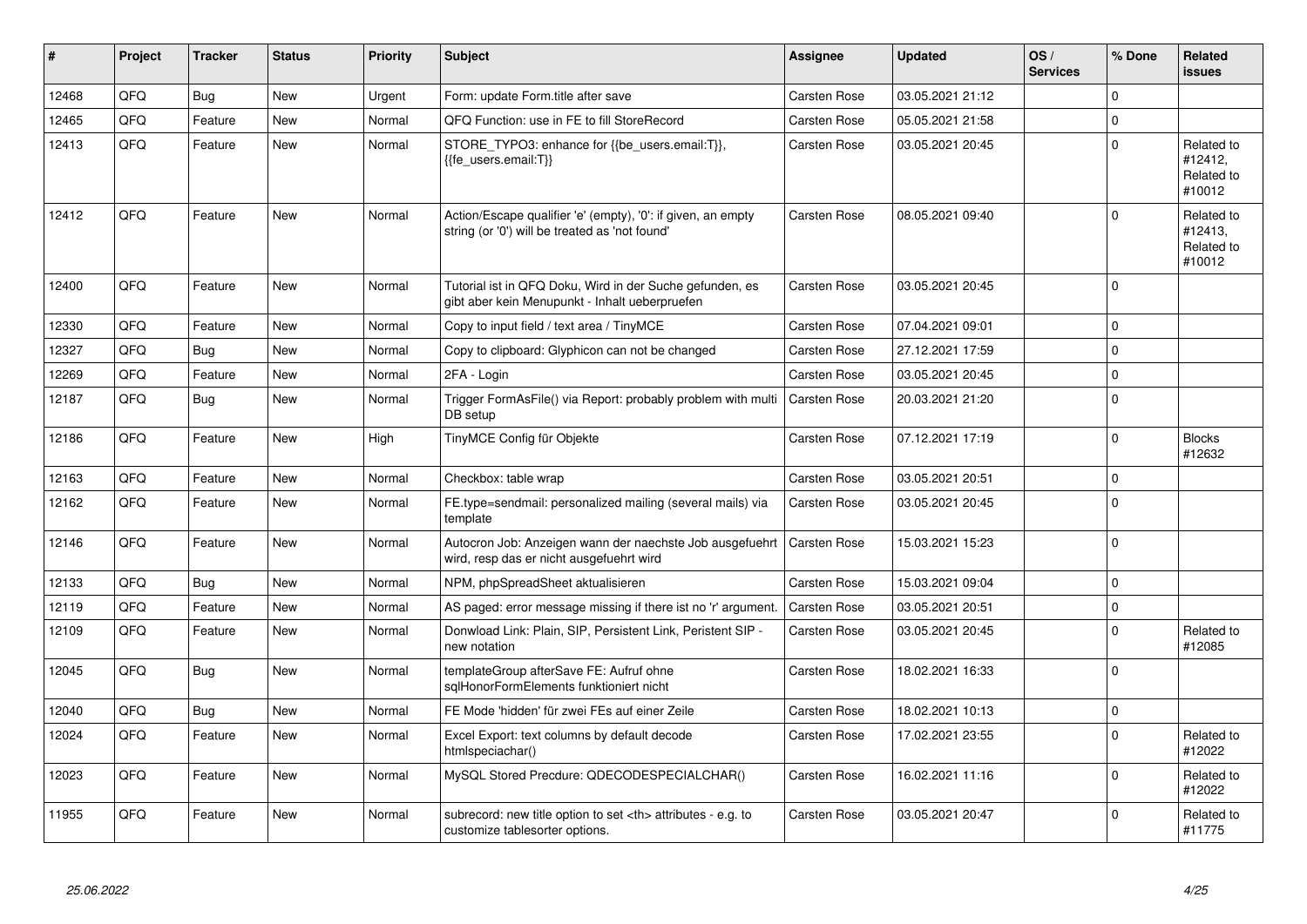| # | Project | Tracker | Status | Priority | Subject | Assignee | Updated | OS / Services | % Done | Related issues |
|---|---|---|---|---|---|---|---|---|---|---|
| 12468 | QFQ | Bug | New | Urgent | Form: update Form.title after save | Carsten Rose | 03.05.2021 21:12 | | 0 | |
| 12465 | QFQ | Feature | New | Normal | QFQ Function: use in FE to fill StoreRecord | Carsten Rose | 05.05.2021 21:58 | | 0 | |
| 12413 | QFQ | Feature | New | Normal | STORE_TYPO3: enhance for {{be_users.email:T}}, {{fe_users.email:T}} | Carsten Rose | 03.05.2021 20:45 | | 0 | Related to #12412, Related to #10012 |
| 12412 | QFQ | Feature | New | Normal | Action/Escape qualifier 'e' (empty), '0': if given, an empty string (or '0') will be treated as 'not found' | Carsten Rose | 08.05.2021 09:40 | | 0 | Related to #12413, Related to #10012 |
| 12400 | QFQ | Feature | New | Normal | Tutorial ist in QFQ Doku, Wird in der Suche gefunden, es gibt aber kein Menupunkt - Inhalt ueberpruefen | Carsten Rose | 03.05.2021 20:45 | | 0 | |
| 12330 | QFQ | Feature | New | Normal | Copy to input field / text area / TinyMCE | Carsten Rose | 07.04.2021 09:01 | | 0 | |
| 12327 | QFQ | Bug | New | Normal | Copy to clipboard: Glyphicon can not be changed | Carsten Rose | 27.12.2021 17:59 | | 0 | |
| 12269 | QFQ | Feature | New | Normal | 2FA - Login | Carsten Rose | 03.05.2021 20:45 | | 0 | |
| 12187 | QFQ | Bug | New | Normal | Trigger FormAsFile() via Report: probably problem with multi DB setup | Carsten Rose | 20.03.2021 21:20 | | 0 | |
| 12186 | QFQ | Feature | New | High | TinyMCE Config für Objekte | Carsten Rose | 07.12.2021 17:19 | | 0 | Blocks #12632 |
| 12163 | QFQ | Feature | New | Normal | Checkbox: table wrap | Carsten Rose | 03.05.2021 20:51 | | 0 | |
| 12162 | QFQ | Feature | New | Normal | FE.type=sendmail: personalized mailing (several mails) via template | Carsten Rose | 03.05.2021 20:45 | | 0 | |
| 12146 | QFQ | Feature | New | Normal | Autocron Job: Anzeigen wann der naechste Job ausgefuehrt wird, resp das er nicht ausgefuehrt wird | Carsten Rose | 15.03.2021 15:23 | | 0 | |
| 12133 | QFQ | Bug | New | Normal | NPM, phpSpreadSheet aktualisieren | Carsten Rose | 15.03.2021 09:04 | | 0 | |
| 12119 | QFQ | Feature | New | Normal | AS paged: error message missing if there ist no 'r' argument. | Carsten Rose | 03.05.2021 20:51 | | 0 | |
| 12109 | QFQ | Feature | New | Normal | Donwload Link: Plain, SIP, Persistent Link, Peristent SIP - new notation | Carsten Rose | 03.05.2021 20:45 | | 0 | Related to #12085 |
| 12045 | QFQ | Bug | New | Normal | templateGroup afterSave FE: Aufruf ohne sqlHonorFormElements funktioniert nicht | Carsten Rose | 18.02.2021 16:33 | | 0 | |
| 12040 | QFQ | Bug | New | Normal | FE Mode 'hidden' für zwei FEs auf einer Zeile | Carsten Rose | 18.02.2021 10:13 | | 0 | |
| 12024 | QFQ | Feature | New | Normal | Excel Export: text columns by default decode htmlspeciachar() | Carsten Rose | 17.02.2021 23:55 | | 0 | Related to #12022 |
| 12023 | QFQ | Feature | New | Normal | MySQL Stored Precdure: QDECODESPECIALCHAR() | Carsten Rose | 16.02.2021 11:16 | | 0 | Related to #12022 |
| 11955 | QFQ | Feature | New | Normal | subrecord: new title option to set <th> attributes - e.g. to customize tablesorter options. | Carsten Rose | 03.05.2021 20:47 | | 0 | Related to #11775 |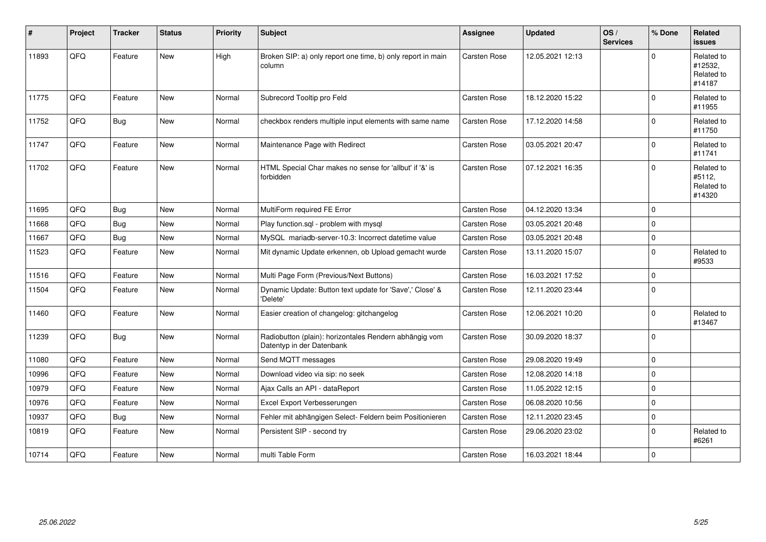| # | Project | Tracker | Status | Priority | Subject | Assignee | Updated | OS / Services | % Done | Related issues |
|---|---|---|---|---|---|---|---|---|---|---|
| 11893 | QFQ | Feature | New | High | Broken SIP: a) only report one time, b) only report in main column | Carsten Rose | 12.05.2021 12:13 | | 0 | Related to #12532, Related to #14187 |
| 11775 | QFQ | Feature | New | Normal | Subrecord Tooltip pro Feld | Carsten Rose | 18.12.2020 15:22 | | 0 | Related to #11955 |
| 11752 | QFQ | Bug | New | Normal | checkbox renders multiple input elements with same name | Carsten Rose | 17.12.2020 14:58 | | 0 | Related to #11750 |
| 11747 | QFQ | Feature | New | Normal | Maintenance Page with Redirect | Carsten Rose | 03.05.2021 20:47 | | 0 | Related to #11741 |
| 11702 | QFQ | Feature | New | Normal | HTML Special Char makes no sense for 'allbut' if '&' is forbidden | Carsten Rose | 07.12.2021 16:35 | | 0 | Related to #5112, Related to #14320 |
| 11695 | QFQ | Bug | New | Normal | MultiForm required FE Error | Carsten Rose | 04.12.2020 13:34 | | 0 | |
| 11668 | QFQ | Bug | New | Normal | Play function.sql - problem with mysql | Carsten Rose | 03.05.2021 20:48 | | 0 | |
| 11667 | QFQ | Bug | New | Normal | MySQL mariadb-server-10.3: Incorrect datetime value | Carsten Rose | 03.05.2021 20:48 | | 0 | |
| 11523 | QFQ | Feature | New | Normal | Mit dynamic Update erkennen, ob Upload gemacht wurde | Carsten Rose | 13.11.2020 15:07 | | 0 | Related to #9533 |
| 11516 | QFQ | Feature | New | Normal | Multi Page Form (Previous/Next Buttons) | Carsten Rose | 16.03.2021 17:52 | | 0 | |
| 11504 | QFQ | Feature | New | Normal | Dynamic Update: Button text update for 'Save',' Close' & 'Delete' | Carsten Rose | 12.11.2020 23:44 | | 0 | |
| 11460 | QFQ | Feature | New | Normal | Easier creation of changelog: gitchangelog | Carsten Rose | 12.06.2021 10:20 | | 0 | Related to #13467 |
| 11239 | QFQ | Bug | New | Normal | Radiobutton (plain): horizontales Rendern abhängig vom Datentyp in der Datenbank | Carsten Rose | 30.09.2020 18:37 | | 0 | |
| 11080 | QFQ | Feature | New | Normal | Send MQTT messages | Carsten Rose | 29.08.2020 19:49 | | 0 | |
| 10996 | QFQ | Feature | New | Normal | Download video via sip: no seek | Carsten Rose | 12.08.2020 14:18 | | 0 | |
| 10979 | QFQ | Feature | New | Normal | Ajax Calls an API - dataReport | Carsten Rose | 11.05.2022 12:15 | | 0 | |
| 10976 | QFQ | Feature | New | Normal | Excel Export Verbesserungen | Carsten Rose | 06.08.2020 10:56 | | 0 | |
| 10937 | QFQ | Bug | New | Normal | Fehler mit abhängigen Select- Feldern beim Positionieren | Carsten Rose | 12.11.2020 23:45 | | 0 | |
| 10819 | QFQ | Feature | New | Normal | Persistent SIP - second try | Carsten Rose | 29.06.2020 23:02 | | 0 | Related to #6261 |
| 10714 | QFQ | Feature | New | Normal | multi Table Form | Carsten Rose | 16.03.2021 18:44 | | 0 | |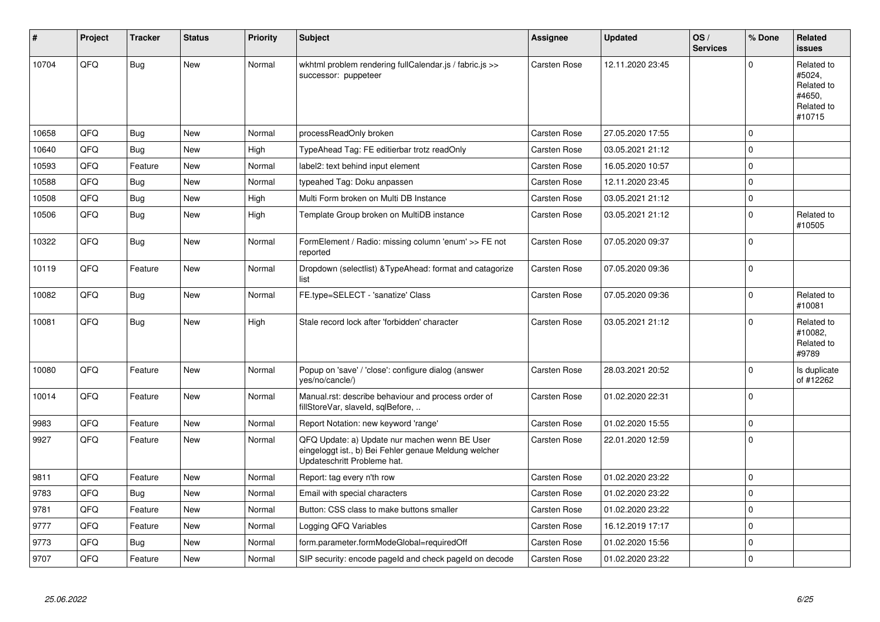| # | Project | Tracker | Status | Priority | Subject | Assignee | Updated | OS / Services | % Done | Related issues |
|---|---|---|---|---|---|---|---|---|---|---|
| 10704 | QFQ | Bug | New | Normal | wkhtml problem rendering fullCalendar.js / fabric.js >> successor: puppeteer | Carsten Rose | 12.11.2020 23:45 | | 0 | Related to #5024, Related to #4650, Related to #10715 |
| 10658 | QFQ | Bug | New | Normal | processReadOnly broken | Carsten Rose | 27.05.2020 17:55 | | 0 | |
| 10640 | QFQ | Bug | New | High | TypeAhead Tag: FE editierbar trotz readOnly | Carsten Rose | 03.05.2021 21:12 | | 0 | |
| 10593 | QFQ | Feature | New | Normal | label2: text behind input element | Carsten Rose | 16.05.2020 10:57 | | 0 | |
| 10588 | QFQ | Bug | New | Normal | typeahed Tag: Doku anpassen | Carsten Rose | 12.11.2020 23:45 | | 0 | |
| 10508 | QFQ | Bug | New | High | Multi Form broken on Multi DB Instance | Carsten Rose | 03.05.2021 21:12 | | 0 | |
| 10506 | QFQ | Bug | New | High | Template Group broken on MultiDB instance | Carsten Rose | 03.05.2021 21:12 | | 0 | Related to #10505 |
| 10322 | QFQ | Bug | New | Normal | FormElement / Radio: missing column 'enum' >> FE not reported | Carsten Rose | 07.05.2020 09:37 | | 0 | |
| 10119 | QFQ | Feature | New | Normal | Dropdown (selectlist) &TypeAhead: format and catagorize list | Carsten Rose | 07.05.2020 09:36 | | 0 | |
| 10082 | QFQ | Bug | New | Normal | FE.type=SELECT - 'sanatize' Class | Carsten Rose | 07.05.2020 09:36 | | 0 | Related to #10081 |
| 10081 | QFQ | Bug | New | High | Stale record lock after 'forbidden' character | Carsten Rose | 03.05.2021 21:12 | | 0 | Related to #10082, Related to #9789 |
| 10080 | QFQ | Feature | New | Normal | Popup on 'save' / 'close': configure dialog (answer yes/no/cancle/) | Carsten Rose | 28.03.2021 20:52 | | 0 | Is duplicate of #12262 |
| 10014 | QFQ | Feature | New | Normal | Manual.rst: describe behaviour and process order of fillStoreVar, slaveId, sqlBefore, .. | Carsten Rose | 01.02.2020 22:31 | | 0 | |
| 9983 | QFQ | Feature | New | Normal | Report Notation: new keyword 'range' | Carsten Rose | 01.02.2020 15:55 | | 0 | |
| 9927 | QFQ | Feature | New | Normal | QFQ Update: a) Update nur machen wenn BE User eingeloggt ist., b) Bei Fehler genaue Meldung welcher Updateschritt Probleme hat. | Carsten Rose | 22.01.2020 12:59 | | 0 | |
| 9811 | QFQ | Feature | New | Normal | Report: tag every n'th row | Carsten Rose | 01.02.2020 23:22 | | 0 | |
| 9783 | QFQ | Bug | New | Normal | Email with special characters | Carsten Rose | 01.02.2020 23:22 | | 0 | |
| 9781 | QFQ | Feature | New | Normal | Button: CSS class to make buttons smaller | Carsten Rose | 01.02.2020 23:22 | | 0 | |
| 9777 | QFQ | Feature | New | Normal | Logging QFQ Variables | Carsten Rose | 16.12.2019 17:17 | | 0 | |
| 9773 | QFQ | Bug | New | Normal | form.parameter.formModeGlobal=requiredOff | Carsten Rose | 01.02.2020 15:56 | | 0 | |
| 9707 | QFQ | Feature | New | Normal | SIP security: encode pageId and check pageId on decode | Carsten Rose | 01.02.2020 23:22 | | 0 | |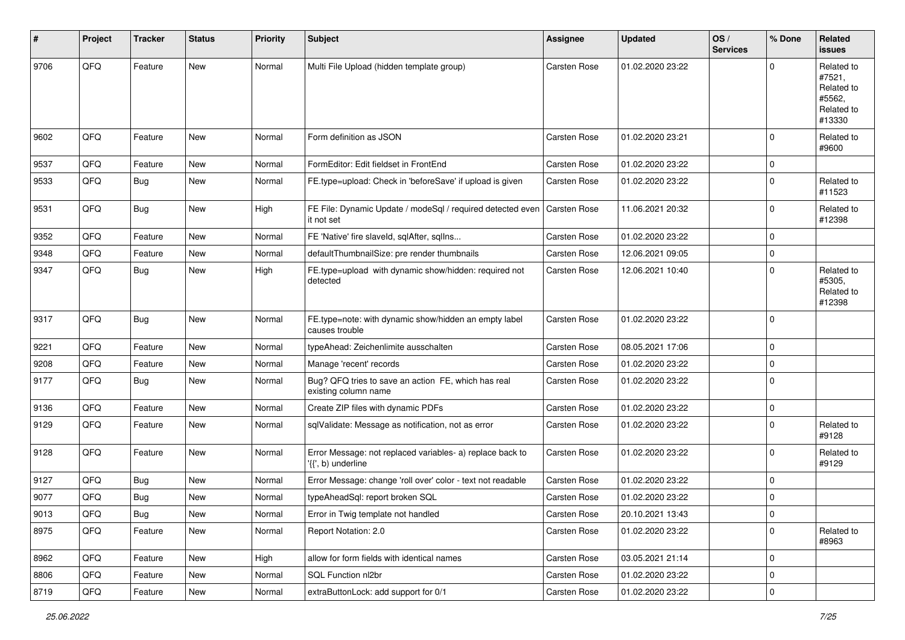| # | Project | Tracker | Status | Priority | Subject | Assignee | Updated | OS / Services | % Done | Related issues |
|---|---|---|---|---|---|---|---|---|---|---|
| 9706 | QFQ | Feature | New | Normal | Multi File Upload (hidden template group) | Carsten Rose | 01.02.2020 23:22 | | 0 | Related to #7521, Related to #5562, Related to #13330 |
| 9602 | QFQ | Feature | New | Normal | Form definition as JSON | Carsten Rose | 01.02.2020 23:21 | | 0 | Related to #9600 |
| 9537 | QFQ | Feature | New | Normal | FormEditor: Edit fieldset in FrontEnd | Carsten Rose | 01.02.2020 23:22 | | 0 | |
| 9533 | QFQ | Bug | New | Normal | FE.type=upload: Check in 'beforeSave' if upload is given | Carsten Rose | 01.02.2020 23:22 | | 0 | Related to #11523 |
| 9531 | QFQ | Bug | New | High | FE File: Dynamic Update / modeSql / required detected even it not set | Carsten Rose | 11.06.2021 20:32 | | 0 | Related to #12398 |
| 9352 | QFQ | Feature | New | Normal | FE 'Native' fire slaveId, sqlAfter, sqlIns... | Carsten Rose | 01.02.2020 23:22 | | 0 | |
| 9348 | QFQ | Feature | New | Normal | defaultThumbnailSize: pre render thumbnails | Carsten Rose | 12.06.2021 09:05 | | 0 | |
| 9347 | QFQ | Bug | New | High | FE.type=upload with dynamic show/hidden: required not detected | Carsten Rose | 12.06.2021 10:40 | | 0 | Related to #5305, Related to #12398 |
| 9317 | QFQ | Bug | New | Normal | FE.type=note: with dynamic show/hidden an empty label causes trouble | Carsten Rose | 01.02.2020 23:22 | | 0 | |
| 9221 | QFQ | Feature | New | Normal | typeAhead: Zeichenlimite ausschalten | Carsten Rose | 08.05.2021 17:06 | | 0 | |
| 9208 | QFQ | Feature | New | Normal | Manage 'recent' records | Carsten Rose | 01.02.2020 23:22 | | 0 | |
| 9177 | QFQ | Bug | New | Normal | Bug? QFQ tries to save an action FE, which has real existing column name | Carsten Rose | 01.02.2020 23:22 | | 0 | |
| 9136 | QFQ | Feature | New | Normal | Create ZIP files with dynamic PDFs | Carsten Rose | 01.02.2020 23:22 | | 0 | |
| 9129 | QFQ | Feature | New | Normal | sqlValidate: Message as notification, not as error | Carsten Rose | 01.02.2020 23:22 | | 0 | Related to #9128 |
| 9128 | QFQ | Feature | New | Normal | Error Message: not replaced variables- a) replace back to '{{', b) underline | Carsten Rose | 01.02.2020 23:22 | | 0 | Related to #9129 |
| 9127 | QFQ | Bug | New | Normal | Error Message: change 'roll over' color - text not readable | Carsten Rose | 01.02.2020 23:22 | | 0 | |
| 9077 | QFQ | Bug | New | Normal | typeAheadSql: report broken SQL | Carsten Rose | 01.02.2020 23:22 | | 0 | |
| 9013 | QFQ | Bug | New | Normal | Error in Twig template not handled | Carsten Rose | 20.10.2021 13:43 | | 0 | |
| 8975 | QFQ | Feature | New | Normal | Report Notation: 2.0 | Carsten Rose | 01.02.2020 23:22 | | 0 | Related to #8963 |
| 8962 | QFQ | Feature | New | High | allow for form fields with identical names | Carsten Rose | 03.05.2021 21:14 | | 0 | |
| 8806 | QFQ | Feature | New | Normal | SQL Function nl2br | Carsten Rose | 01.02.2020 23:22 | | 0 | |
| 8719 | QFQ | Feature | New | Normal | extraButtonLock: add support for 0/1 | Carsten Rose | 01.02.2020 23:22 | | 0 | |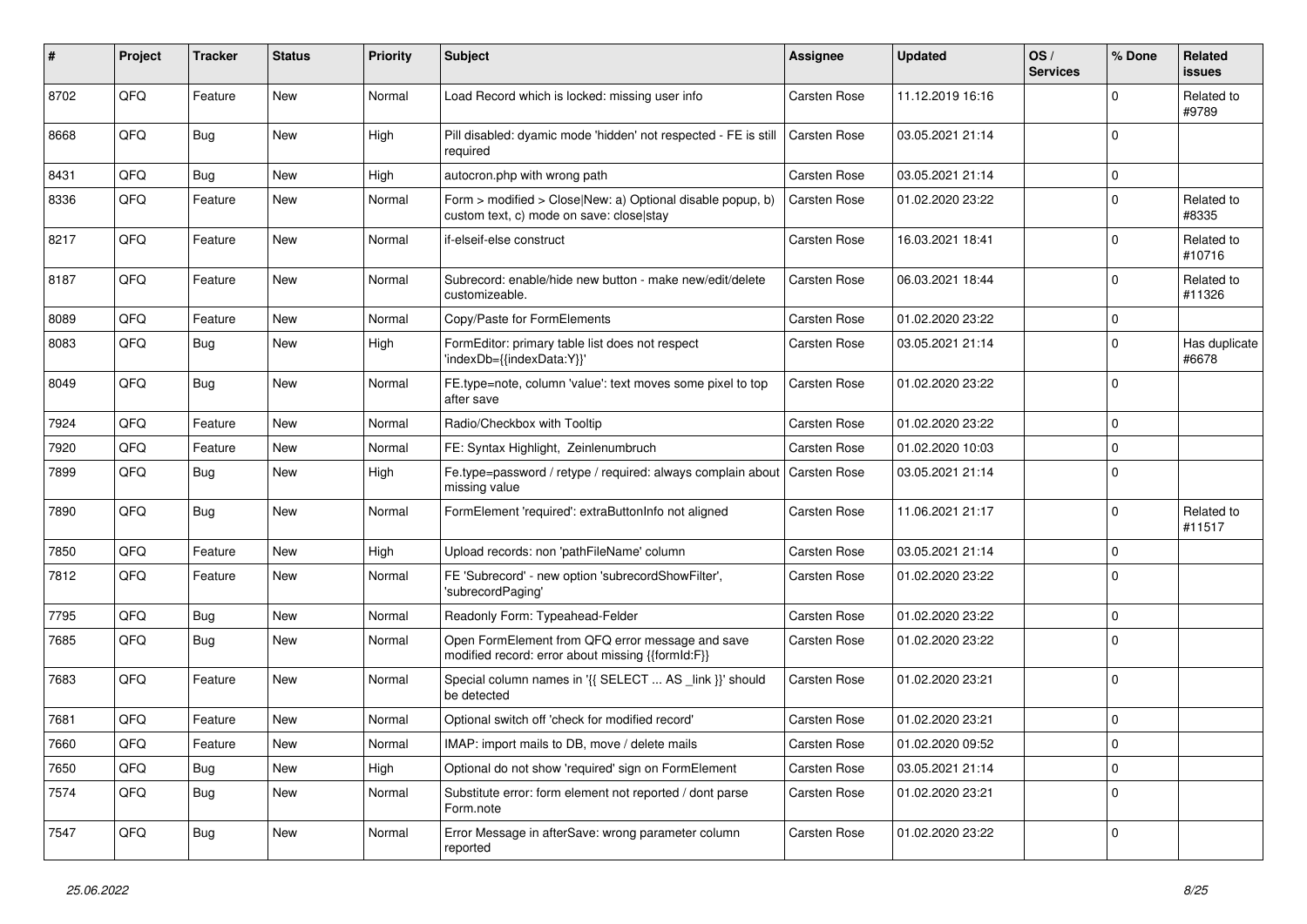| # | Project | Tracker | Status | Priority | Subject | Assignee | Updated | OS / Services | % Done | Related issues |
|---|---|---|---|---|---|---|---|---|---|---|
| 8702 | QFQ | Feature | New | Normal | Load Record which is locked: missing user info | Carsten Rose | 11.12.2019 16:16 | | 0 | Related to #9789 |
| 8668 | QFQ | Bug | New | High | Pill disabled: dyamic mode 'hidden' not respected - FE is still required | Carsten Rose | 03.05.2021 21:14 | | 0 | |
| 8431 | QFQ | Bug | New | High | autocron.php with wrong path | Carsten Rose | 03.05.2021 21:14 | | 0 | |
| 8336 | QFQ | Feature | New | Normal | Form > modified > Close\|New: a) Optional disable popup, b) custom text, c) mode on save: close\|stay | Carsten Rose | 01.02.2020 23:22 | | 0 | Related to #8335 |
| 8217 | QFQ | Feature | New | Normal | if-elseif-else construct | Carsten Rose | 16.03.2021 18:41 | | 0 | Related to #10716 |
| 8187 | QFQ | Feature | New | Normal | Subrecord: enable/hide new button - make new/edit/delete customizeable. | Carsten Rose | 06.03.2021 18:44 | | 0 | Related to #11326 |
| 8089 | QFQ | Feature | New | Normal | Copy/Paste for FormElements | Carsten Rose | 01.02.2020 23:22 | | 0 | |
| 8083 | QFQ | Bug | New | High | FormEditor: primary table list does not respect 'indexDb={{indexData:Y}}' | Carsten Rose | 03.05.2021 21:14 | | 0 | Has duplicate #6678 |
| 8049 | QFQ | Bug | New | Normal | FE.type=note, column 'value': text moves some pixel to top after save | Carsten Rose | 01.02.2020 23:22 | | 0 | |
| 7924 | QFQ | Feature | New | Normal | Radio/Checkbox with Tooltip | Carsten Rose | 01.02.2020 23:22 | | 0 | |
| 7920 | QFQ | Feature | New | Normal | FE: Syntax Highlight, Zeinlenumbruch | Carsten Rose | 01.02.2020 10:03 | | 0 | |
| 7899 | QFQ | Bug | New | High | Fe.type=password / retype / required: always complain about missing value | Carsten Rose | 03.05.2021 21:14 | | 0 | |
| 7890 | QFQ | Bug | New | Normal | FormElement 'required': extraButtonInfo not aligned | Carsten Rose | 11.06.2021 21:17 | | 0 | Related to #11517 |
| 7850 | QFQ | Feature | New | High | Upload records: non 'pathFileName' column | Carsten Rose | 03.05.2021 21:14 | | 0 | |
| 7812 | QFQ | Feature | New | Normal | FE 'Subrecord' - new option 'subrecordShowFilter', 'subrecordPaging' | Carsten Rose | 01.02.2020 23:22 | | 0 | |
| 7795 | QFQ | Bug | New | Normal | Readonly Form: Typeahead-Felder | Carsten Rose | 01.02.2020 23:22 | | 0 | |
| 7685 | QFQ | Bug | New | Normal | Open FormElement from QFQ error message and save modified record: error about missing {{formId:F}} | Carsten Rose | 01.02.2020 23:22 | | 0 | |
| 7683 | QFQ | Feature | New | Normal | Special column names in '{{ SELECT ... AS _link }}' should be detected | Carsten Rose | 01.02.2020 23:21 | | 0 | |
| 7681 | QFQ | Feature | New | Normal | Optional switch off 'check for modified record' | Carsten Rose | 01.02.2020 23:21 | | 0 | |
| 7660 | QFQ | Feature | New | Normal | IMAP: import mails to DB, move / delete mails | Carsten Rose | 01.02.2020 09:52 | | 0 | |
| 7650 | QFQ | Bug | New | High | Optional do not show 'required' sign on FormElement | Carsten Rose | 03.05.2021 21:14 | | 0 | |
| 7574 | QFQ | Bug | New | Normal | Substitute error: form element not reported / dont parse Form.note | Carsten Rose | 01.02.2020 23:21 | | 0 | |
| 7547 | QFQ | Bug | New | Normal | Error Message in afterSave: wrong parameter column reported | Carsten Rose | 01.02.2020 23:22 | | 0 | |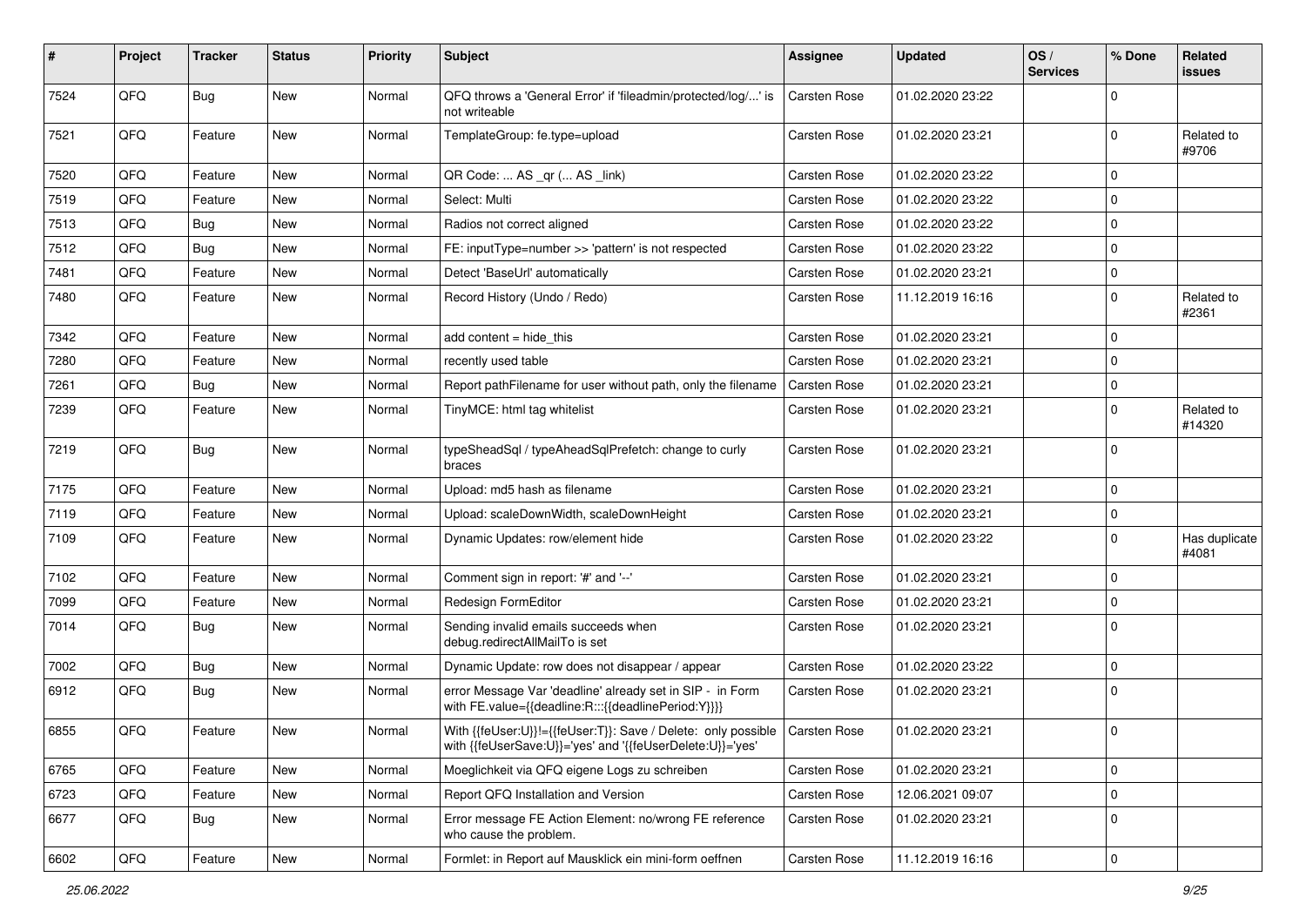| # | Project | Tracker | Status | Priority | Subject | Assignee | Updated | OS / Services | % Done | Related issues |
|---|---|---|---|---|---|---|---|---|---|---|
| 7524 | QFQ | Bug | New | Normal | QFQ throws a 'General Error' if 'fileadmin/protected/log/...' is not writeable | Carsten Rose | 01.02.2020 23:22 | | 0 | |
| 7521 | QFQ | Feature | New | Normal | TemplateGroup: fe.type=upload | Carsten Rose | 01.02.2020 23:21 | | 0 | Related to #9706 |
| 7520 | QFQ | Feature | New | Normal | QR Code: ... AS _qr ( ... AS _link) | Carsten Rose | 01.02.2020 23:22 | | 0 | |
| 7519 | QFQ | Feature | New | Normal | Select: Multi | Carsten Rose | 01.02.2020 23:22 | | 0 | |
| 7513 | QFQ | Bug | New | Normal | Radios not correct aligned | Carsten Rose | 01.02.2020 23:22 | | 0 | |
| 7512 | QFQ | Bug | New | Normal | FE: inputType=number >> 'pattern' is not respected | Carsten Rose | 01.02.2020 23:22 | | 0 | |
| 7481 | QFQ | Feature | New | Normal | Detect 'BaseUrl' automatically | Carsten Rose | 01.02.2020 23:21 | | 0 | |
| 7480 | QFQ | Feature | New | Normal | Record History (Undo / Redo) | Carsten Rose | 11.12.2019 16:16 | | 0 | Related to #2361 |
| 7342 | QFQ | Feature | New | Normal | add content = hide_this | Carsten Rose | 01.02.2020 23:21 | | 0 | |
| 7280 | QFQ | Feature | New | Normal | recently used table | Carsten Rose | 01.02.2020 23:21 | | 0 | |
| 7261 | QFQ | Bug | New | Normal | Report pathFilename for user without path, only the filename | Carsten Rose | 01.02.2020 23:21 | | 0 | |
| 7239 | QFQ | Feature | New | Normal | TinyMCE: html tag whitelist | Carsten Rose | 01.02.2020 23:21 | | 0 | Related to #14320 |
| 7219 | QFQ | Bug | New | Normal | typeSheadSql / typeAheadSqlPrefetch: change to curly braces | Carsten Rose | 01.02.2020 23:21 | | 0 | |
| 7175 | QFQ | Feature | New | Normal | Upload: md5 hash as filename | Carsten Rose | 01.02.2020 23:21 | | 0 | |
| 7119 | QFQ | Feature | New | Normal | Upload: scaleDownWidth, scaleDownHeight | Carsten Rose | 01.02.2020 23:21 | | 0 | |
| 7109 | QFQ | Feature | New | Normal | Dynamic Updates: row/element hide | Carsten Rose | 01.02.2020 23:22 | | 0 | Has duplicate #4081 |
| 7102 | QFQ | Feature | New | Normal | Comment sign in report: '#' and '--' | Carsten Rose | 01.02.2020 23:21 | | 0 | |
| 7099 | QFQ | Feature | New | Normal | Redesign FormEditor | Carsten Rose | 01.02.2020 23:21 | | 0 | |
| 7014 | QFQ | Bug | New | Normal | Sending invalid emails succeeds when debug.redirectAllMailTo is set | Carsten Rose | 01.02.2020 23:21 | | 0 | |
| 7002 | QFQ | Bug | New | Normal | Dynamic Update: row does not disappear / appear | Carsten Rose | 01.02.2020 23:22 | | 0 | |
| 6912 | QFQ | Bug | New | Normal | error Message Var 'deadline' already set in SIP - in Form with FE.value={{deadline:R:::{{deadlinePeriod:Y}}}} | Carsten Rose | 01.02.2020 23:21 | | 0 | |
| 6855 | QFQ | Feature | New | Normal | With {{feUser:U}}!={{feUser:T}}: Save / Delete: only possible with {{feUserSave:U}}='yes' and '{{feUserDelete:U}}='yes' | Carsten Rose | 01.02.2020 23:21 | | 0 | |
| 6765 | QFQ | Feature | New | Normal | Moeglichkeit via QFQ eigene Logs zu schreiben | Carsten Rose | 01.02.2020 23:21 | | 0 | |
| 6723 | QFQ | Feature | New | Normal | Report QFQ Installation and Version | Carsten Rose | 12.06.2021 09:07 | | 0 | |
| 6677 | QFQ | Bug | New | Normal | Error message FE Action Element: no/wrong FE reference who cause the problem. | Carsten Rose | 01.02.2020 23:21 | | 0 | |
| 6602 | QFQ | Feature | New | Normal | Formlet: in Report auf Mausklick ein mini-form oeffnen | Carsten Rose | 11.12.2019 16:16 | | 0 | |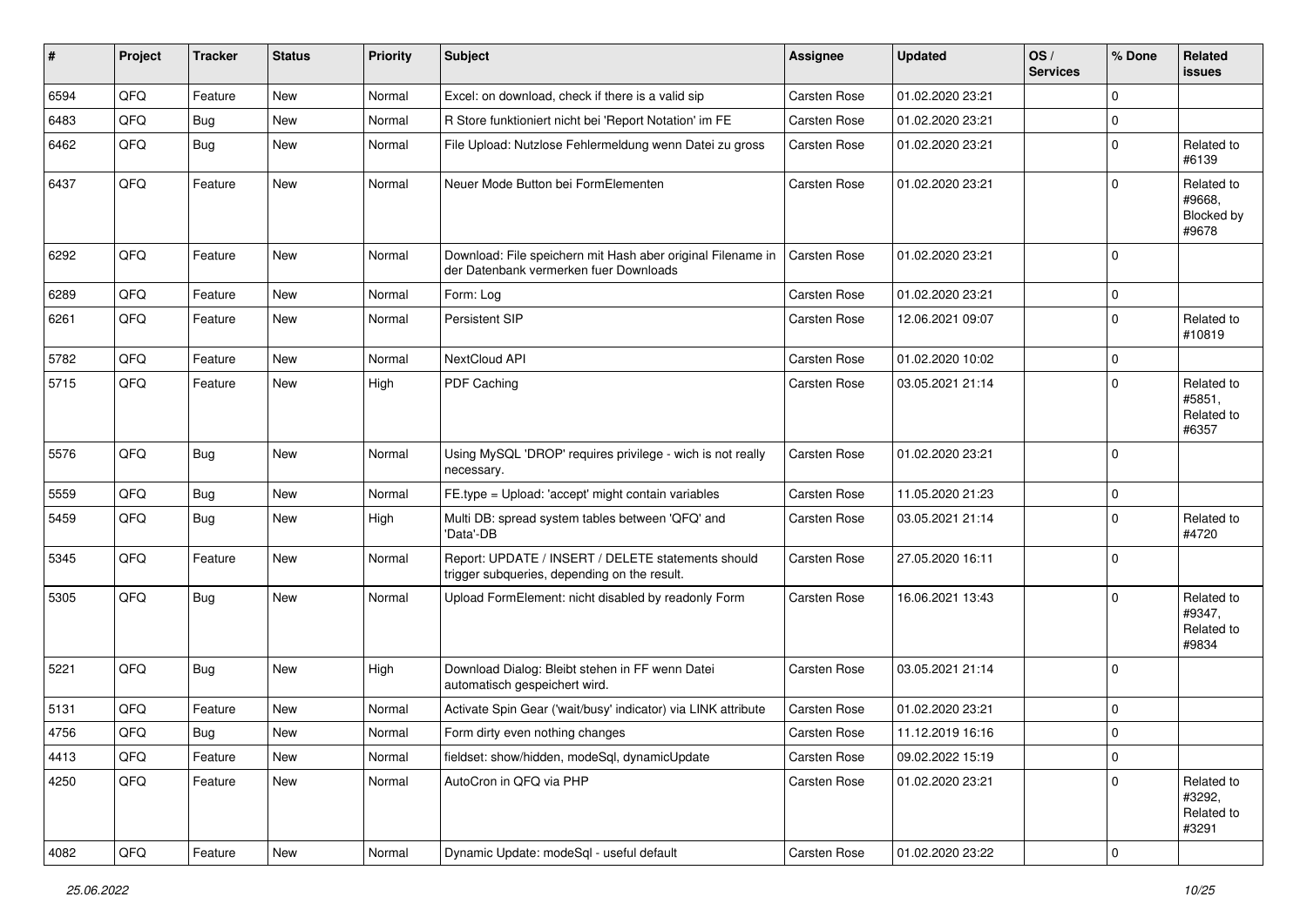| # | Project | Tracker | Status | Priority | Subject | Assignee | Updated | OS / Services | % Done | Related issues |
|---|---|---|---|---|---|---|---|---|---|---|
| 6594 | QFQ | Feature | New | Normal | Excel: on download, check if there is a valid sip | Carsten Rose | 01.02.2020 23:21 | | 0 | |
| 6483 | QFQ | Bug | New | Normal | R Store funktioniert nicht bei 'Report Notation' im FE | Carsten Rose | 01.02.2020 23:21 | | 0 | |
| 6462 | QFQ | Bug | New | Normal | File Upload: Nutzlose Fehlermeldung wenn Datei zu gross | Carsten Rose | 01.02.2020 23:21 | | 0 | Related to #6139 |
| 6437 | QFQ | Feature | New | Normal | Neuer Mode Button bei FormElementen | Carsten Rose | 01.02.2020 23:21 | | 0 | Related to #9668, Blocked by #9678 |
| 6292 | QFQ | Feature | New | Normal | Download: File speichern mit Hash aber original Filename in der Datenbank vermerken fuer Downloads | Carsten Rose | 01.02.2020 23:21 | | 0 | |
| 6289 | QFQ | Feature | New | Normal | Form: Log | Carsten Rose | 01.02.2020 23:21 | | 0 | |
| 6261 | QFQ | Feature | New | Normal | Persistent SIP | Carsten Rose | 12.06.2021 09:07 | | 0 | Related to #10819 |
| 5782 | QFQ | Feature | New | Normal | NextCloud API | Carsten Rose | 01.02.2020 10:02 | | 0 | |
| 5715 | QFQ | Feature | New | High | PDF Caching | Carsten Rose | 03.05.2021 21:14 | | 0 | Related to #5851, Related to #6357 |
| 5576 | QFQ | Bug | New | Normal | Using MySQL 'DROP' requires privilege - wich is not really necessary. | Carsten Rose | 01.02.2020 23:21 | | 0 | |
| 5559 | QFQ | Bug | New | Normal | FE.type = Upload: 'accept' might contain variables | Carsten Rose | 11.05.2020 21:23 | | 0 | |
| 5459 | QFQ | Bug | New | High | Multi DB: spread system tables between 'QFQ' and 'Data'-DB | Carsten Rose | 03.05.2021 21:14 | | 0 | Related to #4720 |
| 5345 | QFQ | Feature | New | Normal | Report: UPDATE / INSERT / DELETE statements should trigger subqueries, depending on the result. | Carsten Rose | 27.05.2020 16:11 | | 0 | |
| 5305 | QFQ | Bug | New | Normal | Upload FormElement: nicht disabled by readonly Form | Carsten Rose | 16.06.2021 13:43 | | 0 | Related to #9347, Related to #9834 |
| 5221 | QFQ | Bug | New | High | Download Dialog: Bleibt stehen in FF wenn Datei automatisch gespeichert wird. | Carsten Rose | 03.05.2021 21:14 | | 0 | |
| 5131 | QFQ | Feature | New | Normal | Activate Spin Gear ('wait/busy' indicator) via LINK attribute | Carsten Rose | 01.02.2020 23:21 | | 0 | |
| 4756 | QFQ | Bug | New | Normal | Form dirty even nothing changes | Carsten Rose | 11.12.2019 16:16 | | 0 | |
| 4413 | QFQ | Feature | New | Normal | fieldset: show/hidden, modeSql, dynamicUpdate | Carsten Rose | 09.02.2022 15:19 | | 0 | |
| 4250 | QFQ | Feature | New | Normal | AutoCron in QFQ via PHP | Carsten Rose | 01.02.2020 23:21 | | 0 | Related to #3292, Related to #3291 |
| 4082 | QFQ | Feature | New | Normal | Dynamic Update: modeSql - useful default | Carsten Rose | 01.02.2020 23:22 | | 0 | |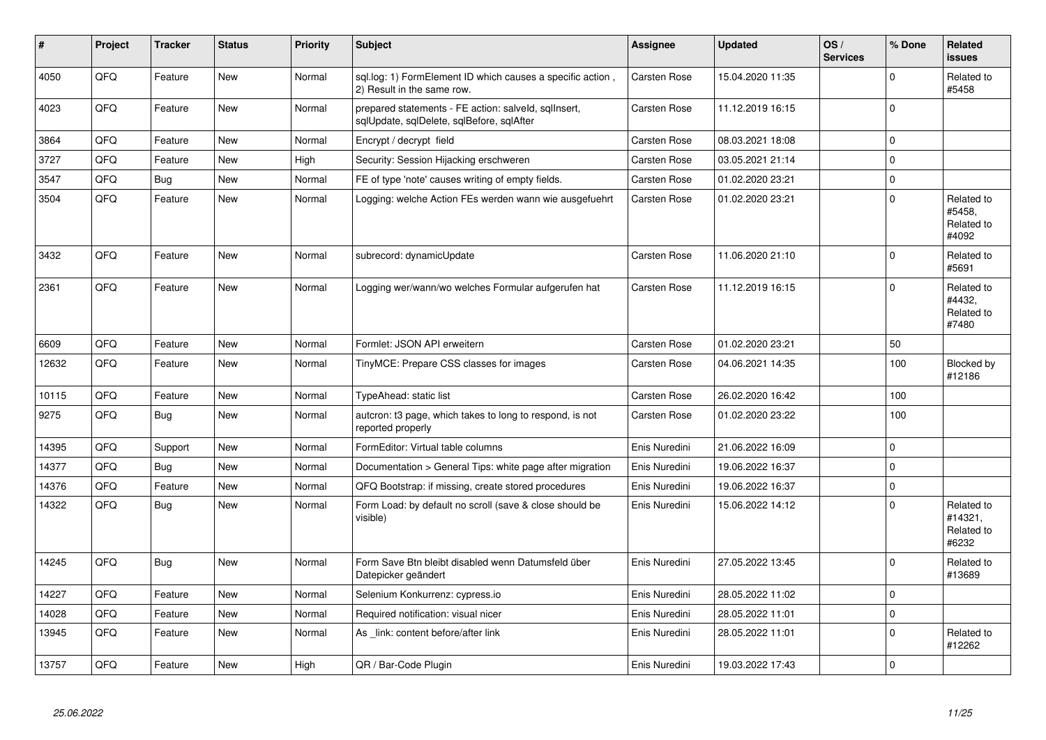| # | Project | Tracker | Status | Priority | Subject | Assignee | Updated | OS / Services | % Done | Related issues |
|---|---|---|---|---|---|---|---|---|---|---|
| 4050 | QFQ | Feature | New | Normal | sql.log: 1) FormElement ID which causes a specific action , 2) Result in the same row. | Carsten Rose | 15.04.2020 11:35 | | 0 | Related to #5458 |
| 4023 | QFQ | Feature | New | Normal | prepared statements - FE action: salveld, sqlInsert, sqlUpdate, sqlDelete, sqlBefore, sqlAfter | Carsten Rose | 11.12.2019 16:15 | | 0 | |
| 3864 | QFQ | Feature | New | Normal | Encrypt / decrypt field | Carsten Rose | 08.03.2021 18:08 | | 0 | |
| 3727 | QFQ | Feature | New | High | Security: Session Hijacking erschweren | Carsten Rose | 03.05.2021 21:14 | | 0 | |
| 3547 | QFQ | Bug | New | Normal | FE of type 'note' causes writing of empty fields. | Carsten Rose | 01.02.2020 23:21 | | 0 | |
| 3504 | QFQ | Feature | New | Normal | Logging: welche Action FEs werden wann wie ausgefuehrt | Carsten Rose | 01.02.2020 23:21 | | 0 | Related to #5458, Related to #4092 |
| 3432 | QFQ | Feature | New | Normal | subrecord: dynamicUpdate | Carsten Rose | 11.06.2020 21:10 | | 0 | Related to #5691 |
| 2361 | QFQ | Feature | New | Normal | Logging wer/wann/wo welches Formular aufgerufen hat | Carsten Rose | 11.12.2019 16:15 | | 0 | Related to #4432, Related to #7480 |
| 6609 | QFQ | Feature | New | Normal | Formlet: JSON API erweitern | Carsten Rose | 01.02.2020 23:21 | | 50 | |
| 12632 | QFQ | Feature | New | Normal | TinyMCE: Prepare CSS classes for images | Carsten Rose | 04.06.2021 14:35 | | 100 | Blocked by #12186 |
| 10115 | QFQ | Feature | New | Normal | TypeAhead: static list | Carsten Rose | 26.02.2020 16:42 | | 100 | |
| 9275 | QFQ | Bug | New | Normal | autcron: t3 page, which takes to long to respond, is not reported properly | Carsten Rose | 01.02.2020 23:22 | | 100 | |
| 14395 | QFQ | Support | New | Normal | FormEditor: Virtual table columns | Enis Nuredini | 21.06.2022 16:09 | | 0 | |
| 14377 | QFQ | Bug | New | Normal | Documentation > General Tips: white page after migration | Enis Nuredini | 19.06.2022 16:37 | | 0 | |
| 14376 | QFQ | Feature | New | Normal | QFQ Bootstrap: if missing, create stored procedures | Enis Nuredini | 19.06.2022 16:37 | | 0 | |
| 14322 | QFQ | Bug | New | Normal | Form Load: by default no scroll (save & close should be visible) | Enis Nuredini | 15.06.2022 14:12 | | 0 | Related to #14321, Related to #6232 |
| 14245 | QFQ | Bug | New | Normal | Form Save Btn bleibt disabled wenn Datumsfeld über Datepicker geändert | Enis Nuredini | 27.05.2022 13:45 | | 0 | Related to #13689 |
| 14227 | QFQ | Feature | New | Normal | Selenium Konkurrenz: cypress.io | Enis Nuredini | 28.05.2022 11:02 | | 0 | |
| 14028 | QFQ | Feature | New | Normal | Required notification: visual nicer | Enis Nuredini | 28.05.2022 11:01 | | 0 | |
| 13945 | QFQ | Feature | New | Normal | As _link: content before/after link | Enis Nuredini | 28.05.2022 11:01 | | 0 | Related to #12262 |
| 13757 | QFQ | Feature | New | High | QR / Bar-Code Plugin | Enis Nuredini | 19.03.2022 17:43 | | 0 | |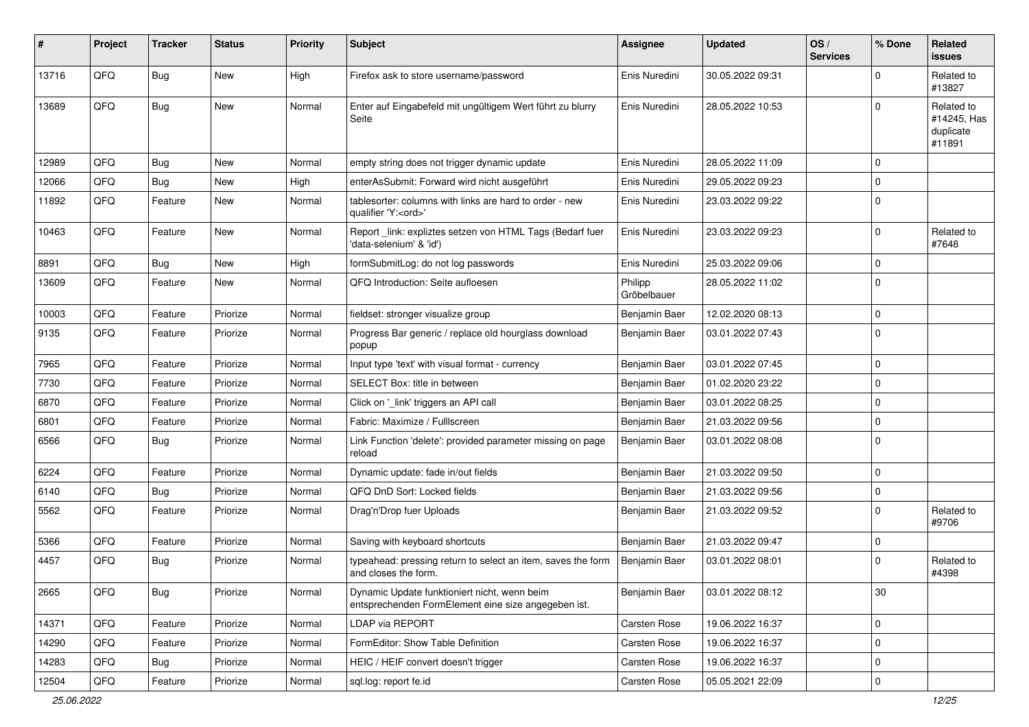| # | Project | Tracker | Status | Priority | Subject | Assignee | Updated | OS / Services | % Done | Related issues |
|---|---|---|---|---|---|---|---|---|---|---|
| 13716 | QFQ | Bug | New | High | Firefox ask to store username/password | Enis Nuredini | 30.05.2022 09:31 | | 0 | Related to #13827 |
| 13689 | QFQ | Bug | New | Normal | Enter auf Eingabefeld mit ungültigem Wert führt zu blurry Seite | Enis Nuredini | 28.05.2022 10:53 | | 0 | Related to #14245, Has duplicate #11891 |
| 12989 | QFQ | Bug | New | Normal | empty string does not trigger dynamic update | Enis Nuredini | 28.05.2022 11:09 | | 0 | |
| 12066 | QFQ | Bug | New | High | enterAsSubmit: Forward wird nicht ausgeführt | Enis Nuredini | 29.05.2022 09:23 | | 0 | |
| 11892 | QFQ | Feature | New | Normal | tablesorter: columns with links are hard to order - new qualifier 'Y:<ord>' | Enis Nuredini | 23.03.2022 09:22 | | 0 | |
| 10463 | QFQ | Feature | New | Normal | Report _link: expliztes setzen von HTML Tags (Bedarf fuer 'data-selenium' & 'id') | Enis Nuredini | 23.03.2022 09:23 | | 0 | Related to #7648 |
| 8891 | QFQ | Bug | New | High | formSubmitLog: do not log passwords | Enis Nuredini | 25.03.2022 09:06 | | 0 | |
| 13609 | QFQ | Feature | New | Normal | QFQ Introduction: Seite aufloesen | Philipp Gröbelbauer | 28.05.2022 11:02 | | 0 | |
| 10003 | QFQ | Feature | Priorize | Normal | fieldset: stronger visualize group | Benjamin Baer | 12.02.2020 08:13 | | 0 | |
| 9135 | QFQ | Feature | Priorize | Normal | Progress Bar generic / replace old hourglass download popup | Benjamin Baer | 03.01.2022 07:43 | | 0 | |
| 7965 | QFQ | Feature | Priorize | Normal | Input type 'text' with visual format - currency | Benjamin Baer | 03.01.2022 07:45 | | 0 | |
| 7730 | QFQ | Feature | Priorize | Normal | SELECT Box: title in between | Benjamin Baer | 01.02.2020 23:22 | | 0 | |
| 6870 | QFQ | Feature | Priorize | Normal | Click on '_link' triggers an API call | Benjamin Baer | 03.01.2022 08:25 | | 0 | |
| 6801 | QFQ | Feature | Priorize | Normal | Fabric: Maximize / Fulllscreen | Benjamin Baer | 21.03.2022 09:56 | | 0 | |
| 6566 | QFQ | Bug | Priorize | Normal | Link Function 'delete': provided parameter missing on page reload | Benjamin Baer | 03.01.2022 08:08 | | 0 | |
| 6224 | QFQ | Feature | Priorize | Normal | Dynamic update: fade in/out fields | Benjamin Baer | 21.03.2022 09:50 | | 0 | |
| 6140 | QFQ | Bug | Priorize | Normal | QFQ DnD Sort: Locked fields | Benjamin Baer | 21.03.2022 09:56 | | 0 | |
| 5562 | QFQ | Feature | Priorize | Normal | Drag'n'Drop fuer Uploads | Benjamin Baer | 21.03.2022 09:52 | | 0 | Related to #9706 |
| 5366 | QFQ | Feature | Priorize | Normal | Saving with keyboard shortcuts | Benjamin Baer | 21.03.2022 09:47 | | 0 | |
| 4457 | QFQ | Bug | Priorize | Normal | typeahead: pressing return to select an item, saves the form and closes the form. | Benjamin Baer | 03.01.2022 08:01 | | 0 | Related to #4398 |
| 2665 | QFQ | Bug | Priorize | Normal | Dynamic Update funktioniert nicht, wenn beim entsprechenden FormElement eine size angegeben ist. | Benjamin Baer | 03.01.2022 08:12 | | 30 | |
| 14371 | QFQ | Feature | Priorize | Normal | LDAP via REPORT | Carsten Rose | 19.06.2022 16:37 | | 0 | |
| 14290 | QFQ | Feature | Priorize | Normal | FormEditor: Show Table Definition | Carsten Rose | 19.06.2022 16:37 | | 0 | |
| 14283 | QFQ | Bug | Priorize | Normal | HEIC / HEIF convert doesn't trigger | Carsten Rose | 19.06.2022 16:37 | | 0 | |
| 12504 | QFQ | Feature | Priorize | Normal | sql.log: report fe.id | Carsten Rose | 05.05.2021 22:09 | | 0 | |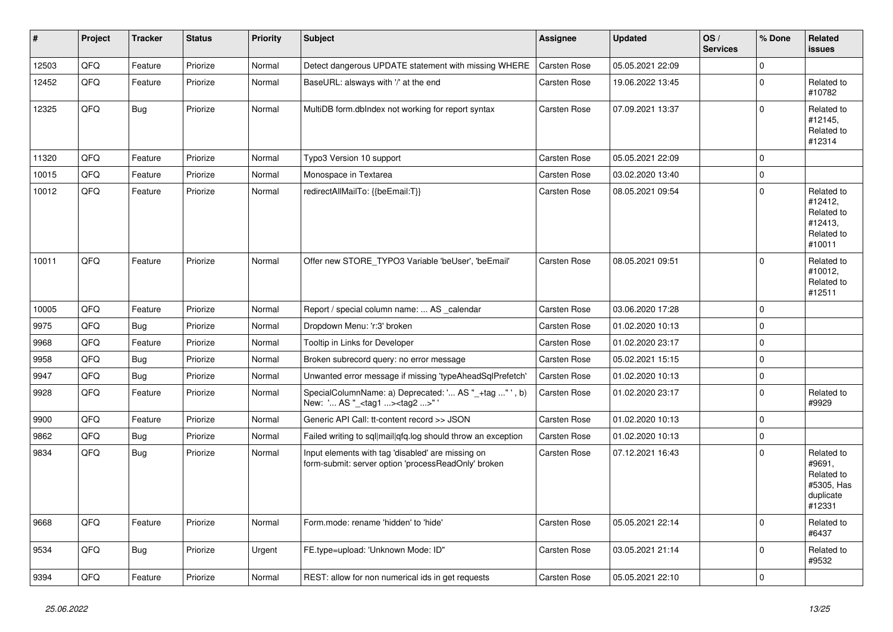| # | Project | Tracker | Status | Priority | Subject | Assignee | Updated | OS / Services | % Done | Related issues |
|---|---|---|---|---|---|---|---|---|---|---|
| 12503 | QFQ | Feature | Priorize | Normal | Detect dangerous UPDATE statement with missing WHERE | Carsten Rose | 05.05.2021 22:09 | | 0 | |
| 12452 | QFQ | Feature | Priorize | Normal | BaseURL: alsways with '/' at the end | Carsten Rose | 19.06.2022 13:45 | | 0 | Related to #10782 |
| 12325 | QFQ | Bug | Priorize | Normal | MultiDB form.dbIndex not working for report syntax | Carsten Rose | 07.09.2021 13:37 | | 0 | Related to #12145, Related to #12314 |
| 11320 | QFQ | Feature | Priorize | Normal | Typo3 Version 10 support | Carsten Rose | 05.05.2021 22:09 | | 0 | |
| 10015 | QFQ | Feature | Priorize | Normal | Monospace in Textarea | Carsten Rose | 03.02.2020 13:40 | | 0 | |
| 10012 | QFQ | Feature | Priorize | Normal | redirectAllMailTo: {{beEmail:T}} | Carsten Rose | 08.05.2021 09:54 | | 0 | Related to #12412, Related to #12413, Related to #10011 |
| 10011 | QFQ | Feature | Priorize | Normal | Offer new STORE_TYPO3 Variable 'beUser', 'beEmail' | Carsten Rose | 08.05.2021 09:51 | | 0 | Related to #10012, Related to #12511 |
| 10005 | QFQ | Feature | Priorize | Normal | Report / special column name: ... AS _calendar | Carsten Rose | 03.06.2020 17:28 | | 0 | |
| 9975 | QFQ | Bug | Priorize | Normal | Dropdown Menu: 'r:3' broken | Carsten Rose | 01.02.2020 10:13 | | 0 | |
| 9968 | QFQ | Feature | Priorize | Normal | Tooltip in Links for Developer | Carsten Rose | 01.02.2020 23:17 | | 0 | |
| 9958 | QFQ | Bug | Priorize | Normal | Broken subrecord query: no error message | Carsten Rose | 05.02.2021 15:15 | | 0 | |
| 9947 | QFQ | Bug | Priorize | Normal | Unwanted error message if missing 'typeAheadSqlPrefetch' | Carsten Rose | 01.02.2020 10:13 | | 0 | |
| 9928 | QFQ | Feature | Priorize | Normal | SpecialColumnName: a) Deprecated: '... AS "_+tag ..." ', b) New: '... AS "_<tag1 ...><tag2 ...>" ' | Carsten Rose | 01.02.2020 23:17 | | 0 | Related to #9929 |
| 9900 | QFQ | Feature | Priorize | Normal | Generic API Call: tt-content record >> JSON | Carsten Rose | 01.02.2020 10:13 | | 0 | |
| 9862 | QFQ | Bug | Priorize | Normal | Failed writing to sql\|mail\|qfq.log should throw an exception | Carsten Rose | 01.02.2020 10:13 | | 0 | |
| 9834 | QFQ | Bug | Priorize | Normal | Input elements with tag 'disabled' are missing on form-submit: server option 'processReadOnly' broken | Carsten Rose | 07.12.2021 16:43 | | 0 | Related to #9691, Related to #5305, Has duplicate #12331 |
| 9668 | QFQ | Feature | Priorize | Normal | Form.mode: rename 'hidden' to 'hide' | Carsten Rose | 05.05.2021 22:14 | | 0 | Related to #6437 |
| 9534 | QFQ | Bug | Priorize | Urgent | FE.type=upload: 'Unknown Mode: ID" | Carsten Rose | 03.05.2021 21:14 | | 0 | Related to #9532 |
| 9394 | QFQ | Feature | Priorize | Normal | REST: allow for non numerical ids in get requests | Carsten Rose | 05.05.2021 22:10 | | 0 | |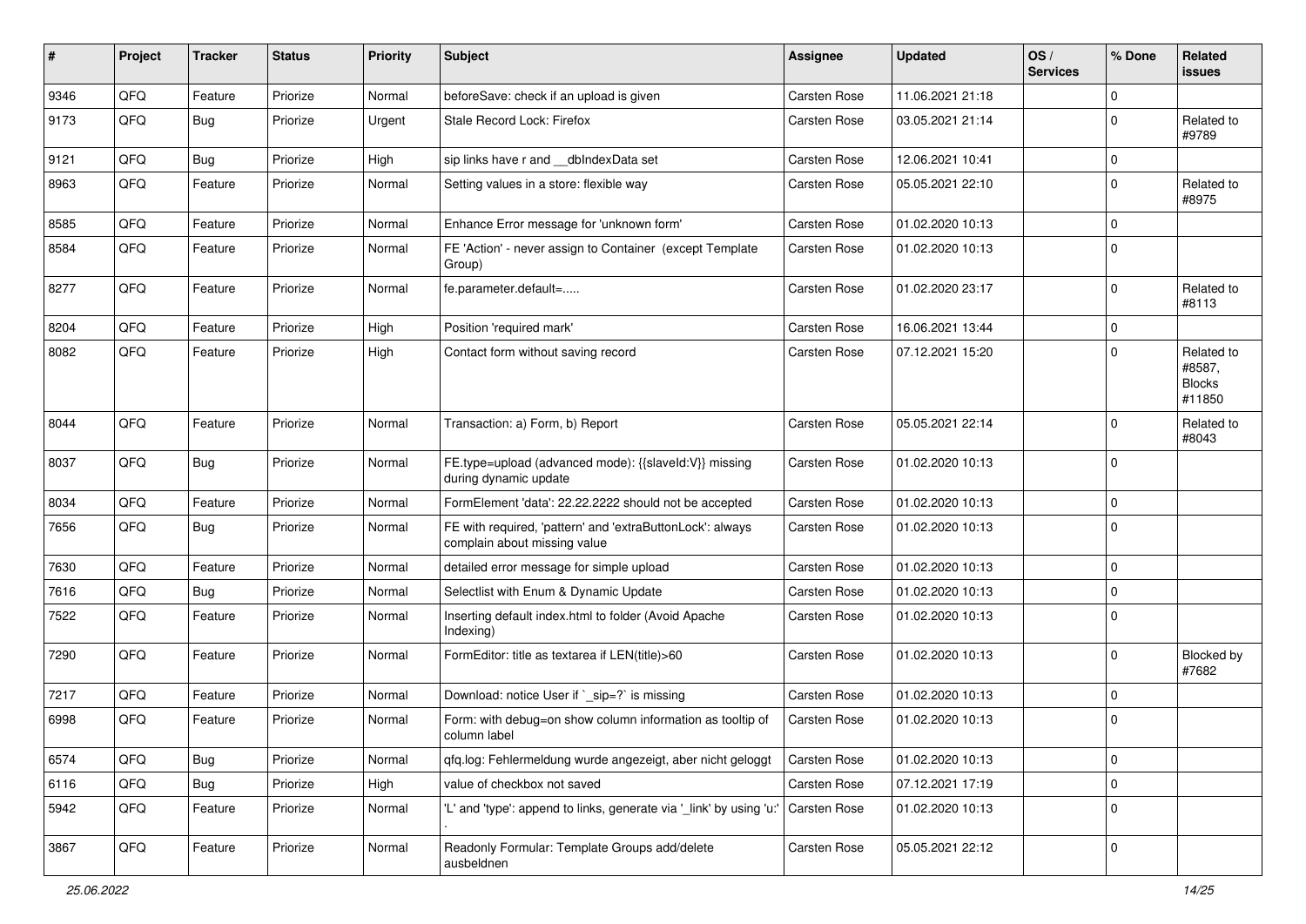| # | Project | Tracker | Status | Priority | Subject | Assignee | Updated | OS / Services | % Done | Related issues |
|---|---|---|---|---|---|---|---|---|---|---|
| 9346 | QFQ | Feature | Priorize | Normal | beforeSave: check if an upload is given | Carsten Rose | 11.06.2021 21:18 | | 0 | |
| 9173 | QFQ | Bug | Priorize | Urgent | Stale Record Lock: Firefox | Carsten Rose | 03.05.2021 21:14 | | 0 | Related to #9789 |
| 9121 | QFQ | Bug | Priorize | High | sip links have r and __dbIndexData set | Carsten Rose | 12.06.2021 10:41 | | 0 | |
| 8963 | QFQ | Feature | Priorize | Normal | Setting values in a store: flexible way | Carsten Rose | 05.05.2021 22:10 | | 0 | Related to #8975 |
| 8585 | QFQ | Feature | Priorize | Normal | Enhance Error message for 'unknown form' | Carsten Rose | 01.02.2020 10:13 | | 0 | |
| 8584 | QFQ | Feature | Priorize | Normal | FE 'Action' - never assign to Container (except Template Group) | Carsten Rose | 01.02.2020 10:13 | | 0 | |
| 8277 | QFQ | Feature | Priorize | Normal | fe.parameter.default=..... | Carsten Rose | 01.02.2020 23:17 | | 0 | Related to #8113 |
| 8204 | QFQ | Feature | Priorize | High | Position 'required mark' | Carsten Rose | 16.06.2021 13:44 | | 0 | |
| 8082 | QFQ | Feature | Priorize | High | Contact form without saving record | Carsten Rose | 07.12.2021 15:20 | | 0 | Related to #8587, Blocks #11850 |
| 8044 | QFQ | Feature | Priorize | Normal | Transaction: a) Form, b) Report | Carsten Rose | 05.05.2021 22:14 | | 0 | Related to #8043 |
| 8037 | QFQ | Bug | Priorize | Normal | FE.type=upload (advanced mode): {{slaveId:V}} missing during dynamic update | Carsten Rose | 01.02.2020 10:13 | | 0 | |
| 8034 | QFQ | Feature | Priorize | Normal | FormElement 'data': 22.22.2222 should not be accepted | Carsten Rose | 01.02.2020 10:13 | | 0 | |
| 7656 | QFQ | Bug | Priorize | Normal | FE with required, 'pattern' and 'extraButtonLock': always complain about missing value | Carsten Rose | 01.02.2020 10:13 | | 0 | |
| 7630 | QFQ | Feature | Priorize | Normal | detailed error message for simple upload | Carsten Rose | 01.02.2020 10:13 | | 0 | |
| 7616 | QFQ | Bug | Priorize | Normal | Selectlist with Enum & Dynamic Update | Carsten Rose | 01.02.2020 10:13 | | 0 | |
| 7522 | QFQ | Feature | Priorize | Normal | Inserting default index.html to folder (Avoid Apache Indexing) | Carsten Rose | 01.02.2020 10:13 | | 0 | |
| 7290 | QFQ | Feature | Priorize | Normal | FormEditor: title as textarea if LEN(title)>60 | Carsten Rose | 01.02.2020 10:13 | | 0 | Blocked by #7682 |
| 7217 | QFQ | Feature | Priorize | Normal | Download: notice User if `_sip=?` is missing | Carsten Rose | 01.02.2020 10:13 | | 0 | |
| 6998 | QFQ | Feature | Priorize | Normal | Form: with debug=on show column information as tooltip of column label | Carsten Rose | 01.02.2020 10:13 | | 0 | |
| 6574 | QFQ | Bug | Priorize | Normal | qfq.log: Fehlermeldung wurde angezeigt, aber nicht geloggt | Carsten Rose | 01.02.2020 10:13 | | 0 | |
| 6116 | QFQ | Bug | Priorize | High | value of checkbox not saved | Carsten Rose | 07.12.2021 17:19 | | 0 | |
| 5942 | QFQ | Feature | Priorize | Normal | 'L' and 'type': append to links, generate via '_link' by using 'u:' . | Carsten Rose | 01.02.2020 10:13 | | 0 | |
| 3867 | QFQ | Feature | Priorize | Normal | Readonly Formular: Template Groups add/delete ausbeldnen | Carsten Rose | 05.05.2021 22:12 | | 0 | |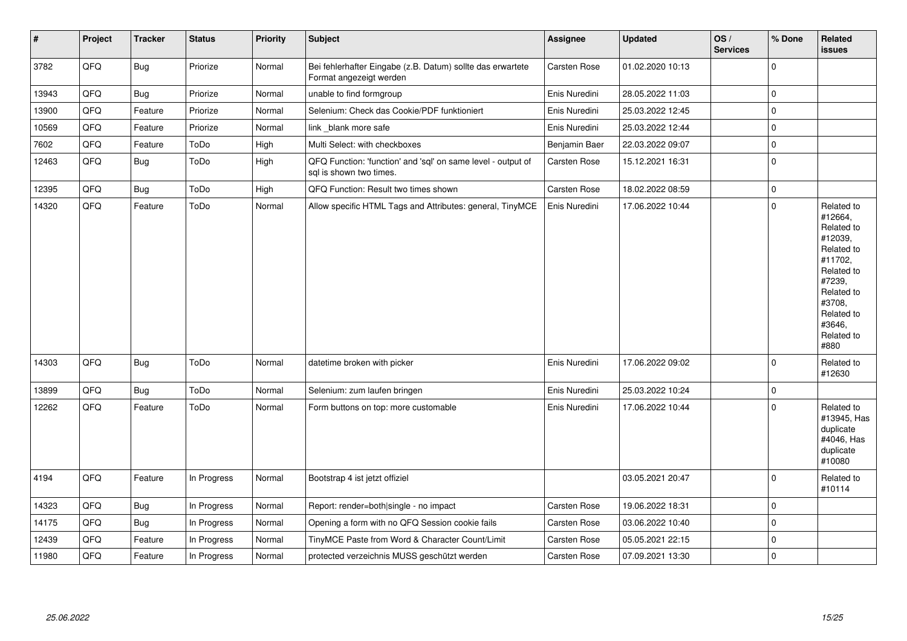| # | Project | Tracker | Status | Priority | Subject | Assignee | Updated | OS / Services | % Done | Related issues |
|---|---|---|---|---|---|---|---|---|---|---|
| 3782 | QFQ | Bug | Priorize | Normal | Bei fehlerhafter Eingabe (z.B. Datum) sollte das erwartete Format angezeigt werden | Carsten Rose | 01.02.2020 10:13 | | 0 | |
| 13943 | QFQ | Bug | Priorize | Normal | unable to find formgroup | Enis Nuredini | 28.05.2022 11:03 | | 0 | |
| 13900 | QFQ | Feature | Priorize | Normal | Selenium: Check das Cookie/PDF funktioniert | Enis Nuredini | 25.03.2022 12:45 | | 0 | |
| 10569 | QFQ | Feature | Priorize | Normal | link _blank more safe | Enis Nuredini | 25.03.2022 12:44 | | 0 | |
| 7602 | QFQ | Feature | ToDo | High | Multi Select: with checkboxes | Benjamin Baer | 22.03.2022 09:07 | | 0 | |
| 12463 | QFQ | Bug | ToDo | High | QFQ Function: 'function' and 'sql' on same level - output of sql is shown two times. | Carsten Rose | 15.12.2021 16:31 | | 0 | |
| 12395 | QFQ | Bug | ToDo | High | QFQ Function: Result two times shown | Carsten Rose | 18.02.2022 08:59 | | 0 | |
| 14320 | QFQ | Feature | ToDo | Normal | Allow specific HTML Tags and Attributes: general, TinyMCE | Enis Nuredini | 17.06.2022 10:44 | | 0 | Related to #12664, Related to #12039, Related to #11702, Related to #7239, Related to #3708, Related to #3646, Related to #880 |
| 14303 | QFQ | Bug | ToDo | Normal | datetime broken with picker | Enis Nuredini | 17.06.2022 09:02 | | 0 | Related to #12630 |
| 13899 | QFQ | Bug | ToDo | Normal | Selenium: zum laufen bringen | Enis Nuredini | 25.03.2022 10:24 | | 0 | |
| 12262 | QFQ | Feature | ToDo | Normal | Form buttons on top: more customable | Enis Nuredini | 17.06.2022 10:44 | | 0 | Related to #13945, Has duplicate #4046, Has duplicate #10080 |
| 4194 | QFQ | Feature | In Progress | Normal | Bootstrap 4 ist jetzt offiziel | | 03.05.2021 20:47 | | 0 | Related to #10114 |
| 14323 | QFQ | Bug | In Progress | Normal | Report: render=both\|single - no impact | Carsten Rose | 19.06.2022 18:31 | | 0 | |
| 14175 | QFQ | Bug | In Progress | Normal | Opening a form with no QFQ Session cookie fails | Carsten Rose | 03.06.2022 10:40 | | 0 | |
| 12439 | QFQ | Feature | In Progress | Normal | TinyMCE Paste from Word & Character Count/Limit | Carsten Rose | 05.05.2021 22:15 | | 0 | |
| 11980 | QFQ | Feature | In Progress | Normal | protected verzeichnis MUSS geschützt werden | Carsten Rose | 07.09.2021 13:30 | | 0 | |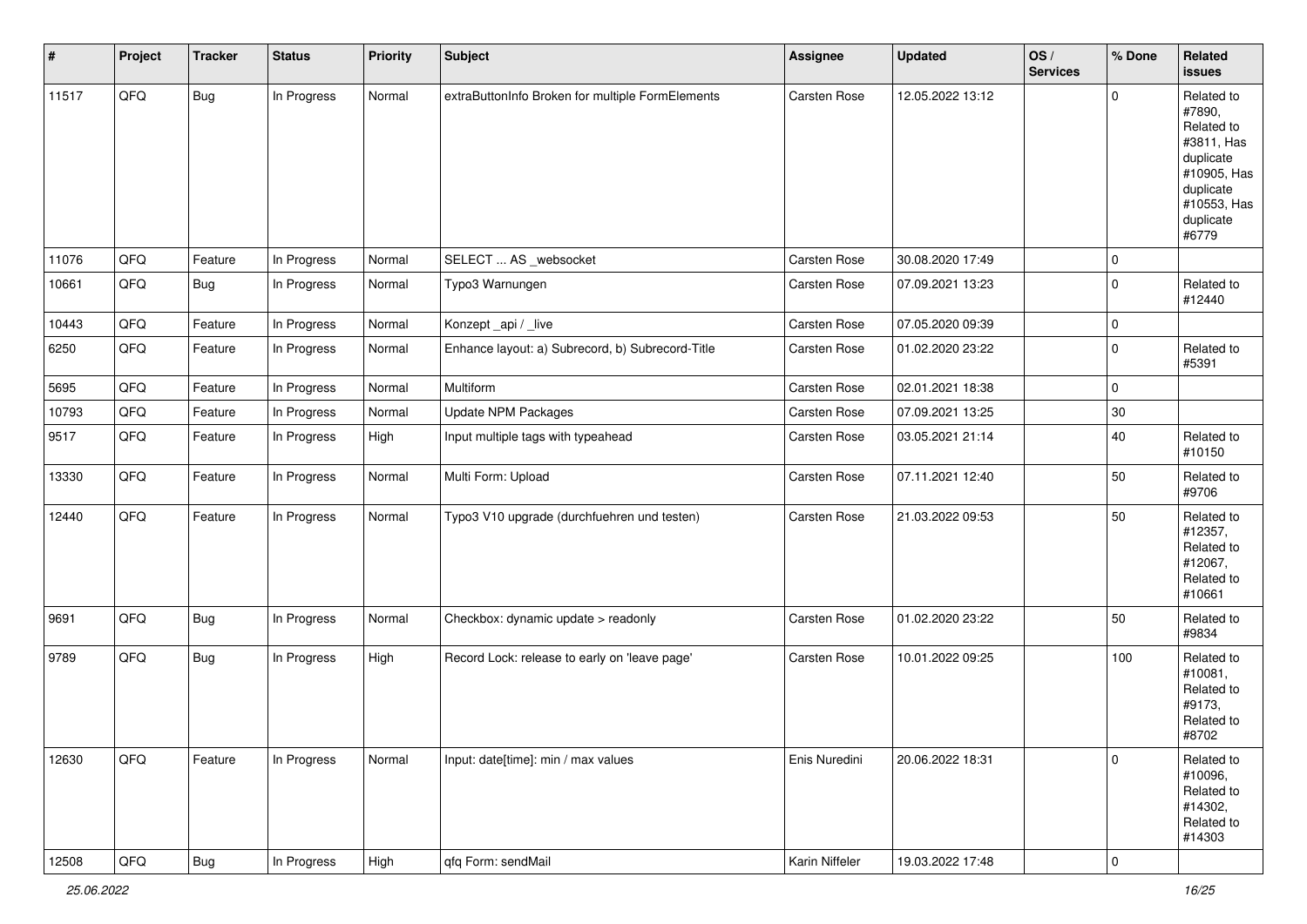| # | Project | Tracker | Status | Priority | Subject | Assignee | Updated | OS / Services | % Done | Related issues |
|---|---|---|---|---|---|---|---|---|---|---|
| 11517 | QFQ | Bug | In Progress | Normal | extraButtonInfo Broken for multiple FormElements | Carsten Rose | 12.05.2022 13:12 | | 0 | Related to #7890, Related to #3811, Has duplicate #10905, Has duplicate #10553, Has duplicate #6779 |
| 11076 | QFQ | Feature | In Progress | Normal | SELECT ... AS _websocket | Carsten Rose | 30.08.2020 17:49 | | 0 | |
| 10661 | QFQ | Bug | In Progress | Normal | Typo3 Warnungen | Carsten Rose | 07.09.2021 13:23 | | 0 | Related to #12440 |
| 10443 | QFQ | Feature | In Progress | Normal | Konzept _api / _live | Carsten Rose | 07.05.2020 09:39 | | 0 | |
| 6250 | QFQ | Feature | In Progress | Normal | Enhance layout: a) Subrecord, b) Subrecord-Title | Carsten Rose | 01.02.2020 23:22 | | 0 | Related to #5391 |
| 5695 | QFQ | Feature | In Progress | Normal | Multiform | Carsten Rose | 02.01.2021 18:38 | | 0 | |
| 10793 | QFQ | Feature | In Progress | Normal | Update NPM Packages | Carsten Rose | 07.09.2021 13:25 | | 30 | |
| 9517 | QFQ | Feature | In Progress | High | Input multiple tags with typeahead | Carsten Rose | 03.05.2021 21:14 | | 40 | Related to #10150 |
| 13330 | QFQ | Feature | In Progress | Normal | Multi Form: Upload | Carsten Rose | 07.11.2021 12:40 | | 50 | Related to #9706 |
| 12440 | QFQ | Feature | In Progress | Normal | Typo3 V10 upgrade (durchfuehren und testen) | Carsten Rose | 21.03.2022 09:53 | | 50 | Related to #12357, Related to #12067, Related to #10661 |
| 9691 | QFQ | Bug | In Progress | Normal | Checkbox: dynamic update > readonly | Carsten Rose | 01.02.2020 23:22 | | 50 | Related to #9834 |
| 9789 | QFQ | Bug | In Progress | High | Record Lock: release to early on 'leave page' | Carsten Rose | 10.01.2022 09:25 | | 100 | Related to #10081, Related to #9173, Related to #8702 |
| 12630 | QFQ | Feature | In Progress | Normal | Input: date[time]: min / max values | Enis Nuredini | 20.06.2022 18:31 | | 0 | Related to #10096, Related to #14302, Related to #14303 |
| 12508 | QFQ | Bug | In Progress | High | qfq Form: sendMail | Karin Niffeler | 19.03.2022 17:48 | | 0 | |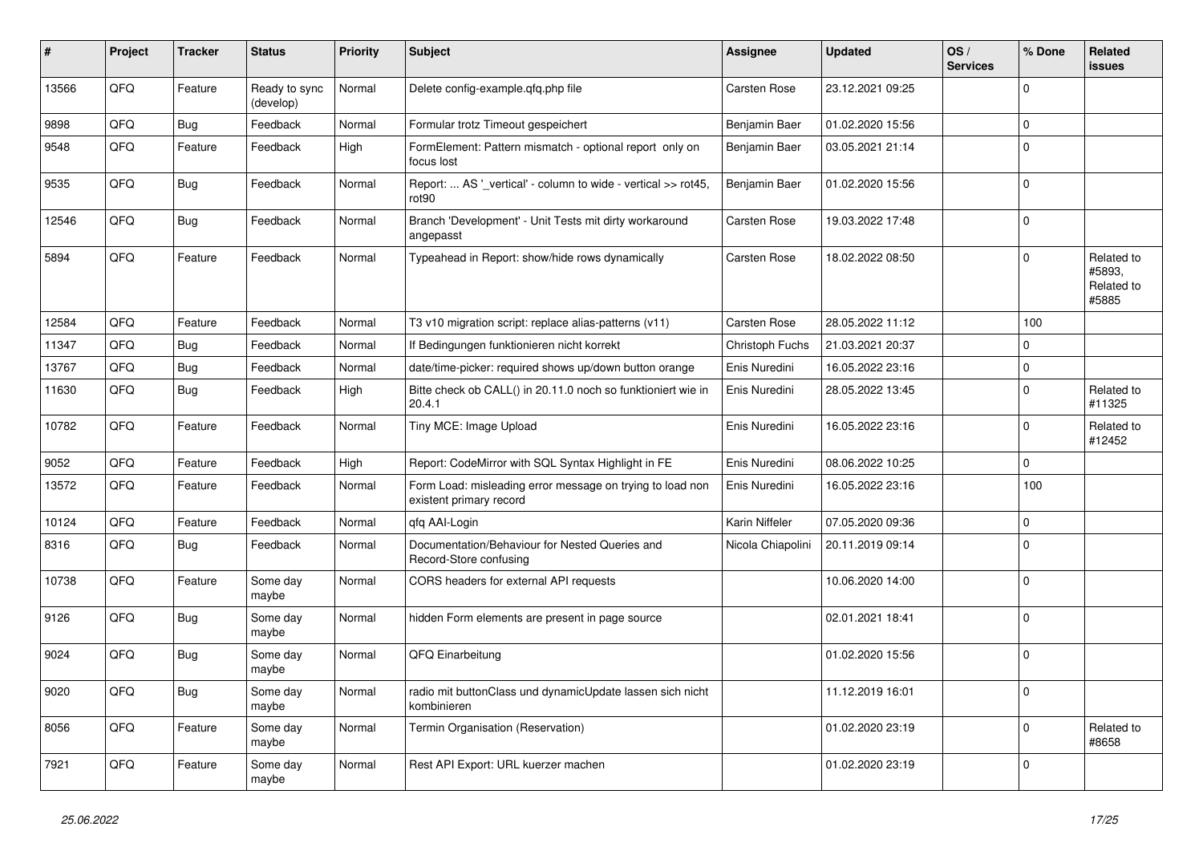| # | Project | Tracker | Status | Priority | Subject | Assignee | Updated | OS / Services | % Done | Related issues |
|---|---|---|---|---|---|---|---|---|---|---|
| 13566 | QFQ | Feature | Ready to sync (develop) | Normal | Delete config-example.qfq.php file | Carsten Rose | 23.12.2021 09:25 | | 0 | |
| 9898 | QFQ | Bug | Feedback | Normal | Formular trotz Timeout gespeichert | Benjamin Baer | 01.02.2020 15:56 | | 0 | |
| 9548 | QFQ | Feature | Feedback | High | FormElement: Pattern mismatch - optional report only on focus lost | Benjamin Baer | 03.05.2021 21:14 | | 0 | |
| 9535 | QFQ | Bug | Feedback | Normal | Report: ... AS '_vertical' - column to wide - vertical >> rot45, rot90 | Benjamin Baer | 01.02.2020 15:56 | | 0 | |
| 12546 | QFQ | Bug | Feedback | Normal | Branch 'Development' - Unit Tests mit dirty workaround angepasst | Carsten Rose | 19.03.2022 17:48 | | 0 | |
| 5894 | QFQ | Feature | Feedback | Normal | Typeahead in Report: show/hide rows dynamically | Carsten Rose | 18.02.2022 08:50 | | 0 | Related to #5893, Related to #5885 |
| 12584 | QFQ | Feature | Feedback | Normal | T3 v10 migration script: replace alias-patterns (v11) | Carsten Rose | 28.05.2022 11:12 | | 100 | |
| 11347 | QFQ | Bug | Feedback | Normal | If Bedingungen funktionieren nicht korrekt | Christoph Fuchs | 21.03.2021 20:37 | | 0 | |
| 13767 | QFQ | Bug | Feedback | Normal | date/time-picker: required shows up/down button orange | Enis Nuredini | 16.05.2022 23:16 | | 0 | |
| 11630 | QFQ | Bug | Feedback | High | Bitte check ob CALL() in 20.11.0 noch so funktioniert wie in 20.4.1 | Enis Nuredini | 28.05.2022 13:45 | | 0 | Related to #11325 |
| 10782 | QFQ | Feature | Feedback | Normal | Tiny MCE: Image Upload | Enis Nuredini | 16.05.2022 23:16 | | 0 | Related to #12452 |
| 9052 | QFQ | Feature | Feedback | High | Report: CodeMirror with SQL Syntax Highlight in FE | Enis Nuredini | 08.06.2022 10:25 | | 0 | |
| 13572 | QFQ | Feature | Feedback | Normal | Form Load: misleading error message on trying to load non existent primary record | Enis Nuredini | 16.05.2022 23:16 | | 100 | |
| 10124 | QFQ | Feature | Feedback | Normal | qfq AAI-Login | Karin Niffeler | 07.05.2020 09:36 | | 0 | |
| 8316 | QFQ | Bug | Feedback | Normal | Documentation/Behaviour for Nested Queries and Record-Store confusing | Nicola Chiapolini | 20.11.2019 09:14 | | 0 | |
| 10738 | QFQ | Feature | Some day maybe | Normal | CORS headers for external API requests | | 10.06.2020 14:00 | | 0 | |
| 9126 | QFQ | Bug | Some day maybe | Normal | hidden Form elements are present in page source | | 02.01.2021 18:41 | | 0 | |
| 9024 | QFQ | Bug | Some day maybe | Normal | QFQ Einarbeitung | | 01.02.2020 15:56 | | 0 | |
| 9020 | QFQ | Bug | Some day maybe | Normal | radio mit buttonClass und dynamicUpdate lassen sich nicht kombinieren | | 11.12.2019 16:01 | | 0 | |
| 8056 | QFQ | Feature | Some day maybe | Normal | Termin Organisation (Reservation) | | 01.02.2020 23:19 | | 0 | Related to #8658 |
| 7921 | QFQ | Feature | Some day maybe | Normal | Rest API Export: URL kuerzer machen | | 01.02.2020 23:19 | | 0 | |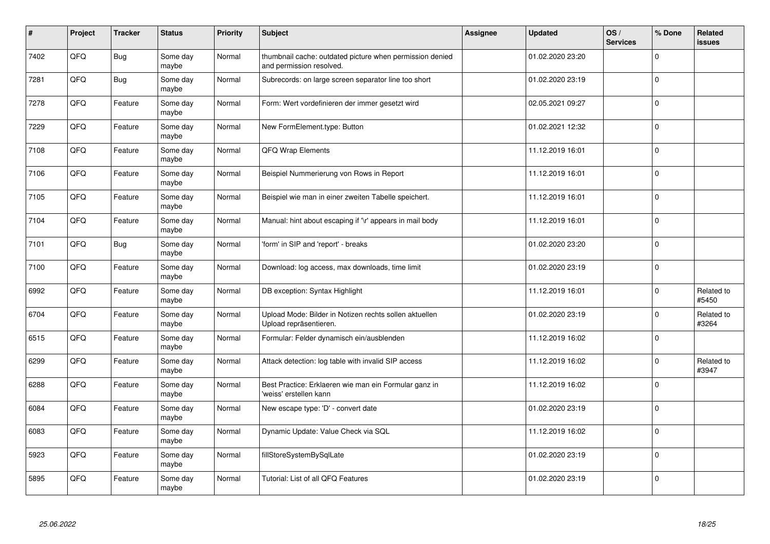| # | Project | Tracker | Status | Priority | Subject | Assignee | Updated | OS / Services | % Done | Related issues |
|---|---|---|---|---|---|---|---|---|---|---|
| 7402 | QFQ | Bug | Some day maybe | Normal | thumbnail cache: outdated picture when permission denied and permission resolved. | | 01.02.2020 23:20 | | 0 | |
| 7281 | QFQ | Bug | Some day maybe | Normal | Subrecords: on large screen separator line too short | | 01.02.2020 23:19 | | 0 | |
| 7278 | QFQ | Feature | Some day maybe | Normal | Form: Wert vordefinieren der immer gesetzt wird | | 02.05.2021 09:27 | | 0 | |
| 7229 | QFQ | Feature | Some day maybe | Normal | New FormElement.type: Button | | 01.02.2021 12:32 | | 0 | |
| 7108 | QFQ | Feature | Some day maybe | Normal | QFQ Wrap Elements | | 11.12.2019 16:01 | | 0 | |
| 7106 | QFQ | Feature | Some day maybe | Normal | Beispiel Nummerierung von Rows in Report | | 11.12.2019 16:01 | | 0 | |
| 7105 | QFQ | Feature | Some day maybe | Normal | Beispiel wie man in einer zweiten Tabelle speichert. | | 11.12.2019 16:01 | | 0 | |
| 7104 | QFQ | Feature | Some day maybe | Normal | Manual: hint about escaping if '\r' appears in mail body | | 11.12.2019 16:01 | | 0 | |
| 7101 | QFQ | Bug | Some day maybe | Normal | 'form' in SIP and 'report' - breaks | | 01.02.2020 23:20 | | 0 | |
| 7100 | QFQ | Feature | Some day maybe | Normal | Download: log access, max downloads, time limit | | 01.02.2020 23:19 | | 0 | |
| 6992 | QFQ | Feature | Some day maybe | Normal | DB exception: Syntax Highlight | | 11.12.2019 16:01 | | 0 | Related to #5450 |
| 6704 | QFQ | Feature | Some day maybe | Normal | Upload Mode: Bilder in Notizen rechts sollen aktuellen Upload repräsentieren. | | 01.02.2020 23:19 | | 0 | Related to #3264 |
| 6515 | QFQ | Feature | Some day maybe | Normal | Formular: Felder dynamisch ein/ausblenden | | 11.12.2019 16:02 | | 0 | |
| 6299 | QFQ | Feature | Some day maybe | Normal | Attack detection: log table with invalid SIP access | | 11.12.2019 16:02 | | 0 | Related to #3947 |
| 6288 | QFQ | Feature | Some day maybe | Normal | Best Practice: Erklaeren wie man ein Formular ganz in 'weiss' erstellen kann | | 11.12.2019 16:02 | | 0 | |
| 6084 | QFQ | Feature | Some day maybe | Normal | New escape type: 'D' - convert date | | 01.02.2020 23:19 | | 0 | |
| 6083 | QFQ | Feature | Some day maybe | Normal | Dynamic Update: Value Check via SQL | | 11.12.2019 16:02 | | 0 | |
| 5923 | QFQ | Feature | Some day maybe | Normal | fillStoreSystemBySqlLate | | 01.02.2020 23:19 | | 0 | |
| 5895 | QFQ | Feature | Some day maybe | Normal | Tutorial: List of all QFQ Features | | 01.02.2020 23:19 | | 0 | |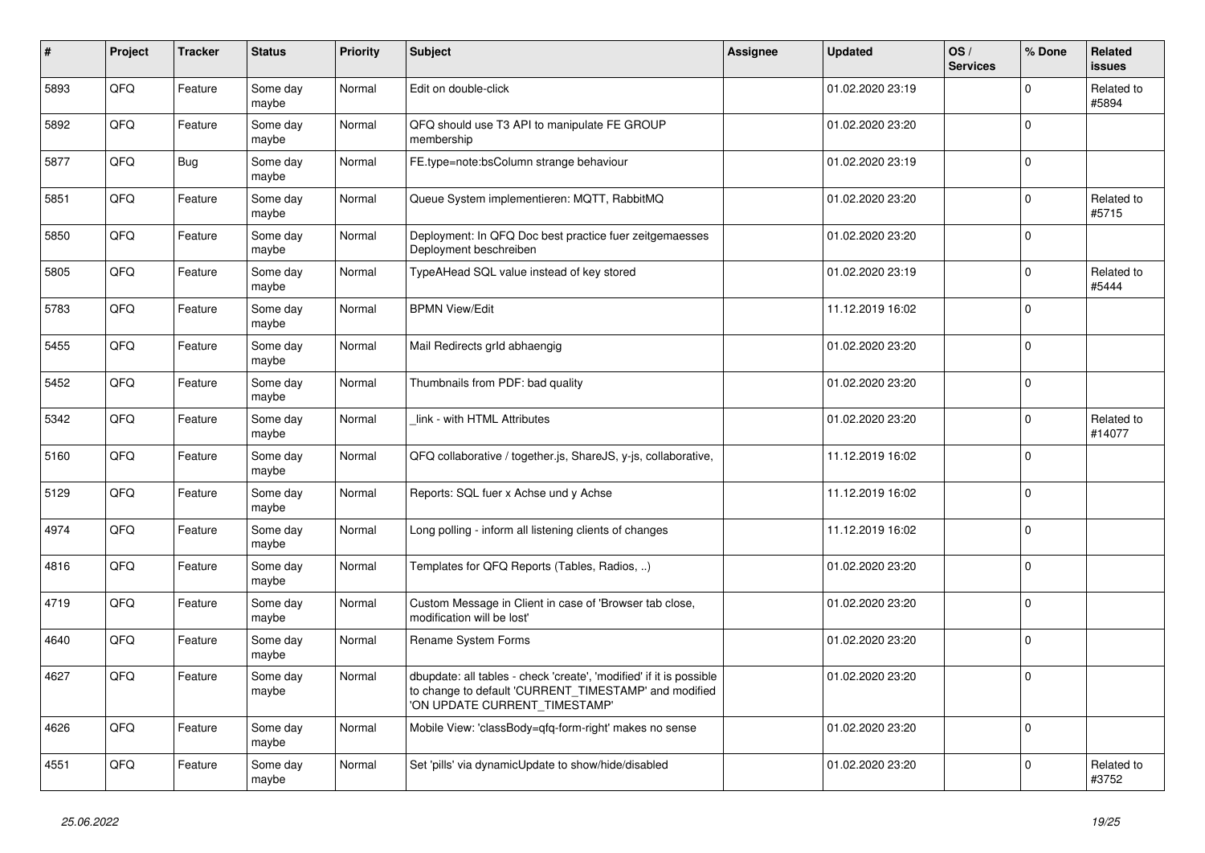| # | Project | Tracker | Status | Priority | Subject | Assignee | Updated | OS / Services | % Done | Related issues |
|---|---|---|---|---|---|---|---|---|---|---|
| 5893 | QFQ | Feature | Some day maybe | Normal | Edit on double-click | | 01.02.2020 23:19 | | 0 | Related to #5894 |
| 5892 | QFQ | Feature | Some day maybe | Normal | QFQ should use T3 API to manipulate FE GROUP membership | | 01.02.2020 23:20 | | 0 | |
| 5877 | QFQ | Bug | Some day maybe | Normal | FE.type=note:bsColumn strange behaviour | | 01.02.2020 23:19 | | 0 | |
| 5851 | QFQ | Feature | Some day maybe | Normal | Queue System implementieren: MQTT, RabbitMQ | | 01.02.2020 23:20 | | 0 | Related to #5715 |
| 5850 | QFQ | Feature | Some day maybe | Normal | Deployment: In QFQ Doc best practice fuer zeitgemaesses Deployment beschreiben | | 01.02.2020 23:20 | | 0 | |
| 5805 | QFQ | Feature | Some day maybe | Normal | TypeAHead SQL value instead of key stored | | 01.02.2020 23:19 | | 0 | Related to #5444 |
| 5783 | QFQ | Feature | Some day maybe | Normal | BPMN View/Edit | | 11.12.2019 16:02 | | 0 | |
| 5455 | QFQ | Feature | Some day maybe | Normal | Mail Redirects grId abhaengig | | 01.02.2020 23:20 | | 0 | |
| 5452 | QFQ | Feature | Some day maybe | Normal | Thumbnails from PDF: bad quality | | 01.02.2020 23:20 | | 0 | |
| 5342 | QFQ | Feature | Some day maybe | Normal | _link - with HTML Attributes | | 01.02.2020 23:20 | | 0 | Related to #14077 |
| 5160 | QFQ | Feature | Some day maybe | Normal | QFQ collaborative / together.js, ShareJS, y-js, collaborative, | | 11.12.2019 16:02 | | 0 | |
| 5129 | QFQ | Feature | Some day maybe | Normal | Reports: SQL fuer x Achse und y Achse | | 11.12.2019 16:02 | | 0 | |
| 4974 | QFQ | Feature | Some day maybe | Normal | Long polling - inform all listening clients of changes | | 11.12.2019 16:02 | | 0 | |
| 4816 | QFQ | Feature | Some day maybe | Normal | Templates for QFQ Reports (Tables, Radios, ..) | | 01.02.2020 23:20 | | 0 | |
| 4719 | QFQ | Feature | Some day maybe | Normal | Custom Message in Client in case of 'Browser tab close, modification will be lost' | | 01.02.2020 23:20 | | 0 | |
| 4640 | QFQ | Feature | Some day maybe | Normal | Rename System Forms | | 01.02.2020 23:20 | | 0 | |
| 4627 | QFQ | Feature | Some day maybe | Normal | dbupdate: all tables - check 'create', 'modified' if it is possible to change to default 'CURRENT_TIMESTAMP' and modified 'ON UPDATE CURRENT_TIMESTAMP' | | 01.02.2020 23:20 | | 0 | |
| 4626 | QFQ | Feature | Some day maybe | Normal | Mobile View: 'classBody=qfq-form-right' makes no sense | | 01.02.2020 23:20 | | 0 | |
| 4551 | QFQ | Feature | Some day maybe | Normal | Set 'pills' via dynamicUpdate to show/hide/disabled | | 01.02.2020 23:20 | | 0 | Related to #3752 |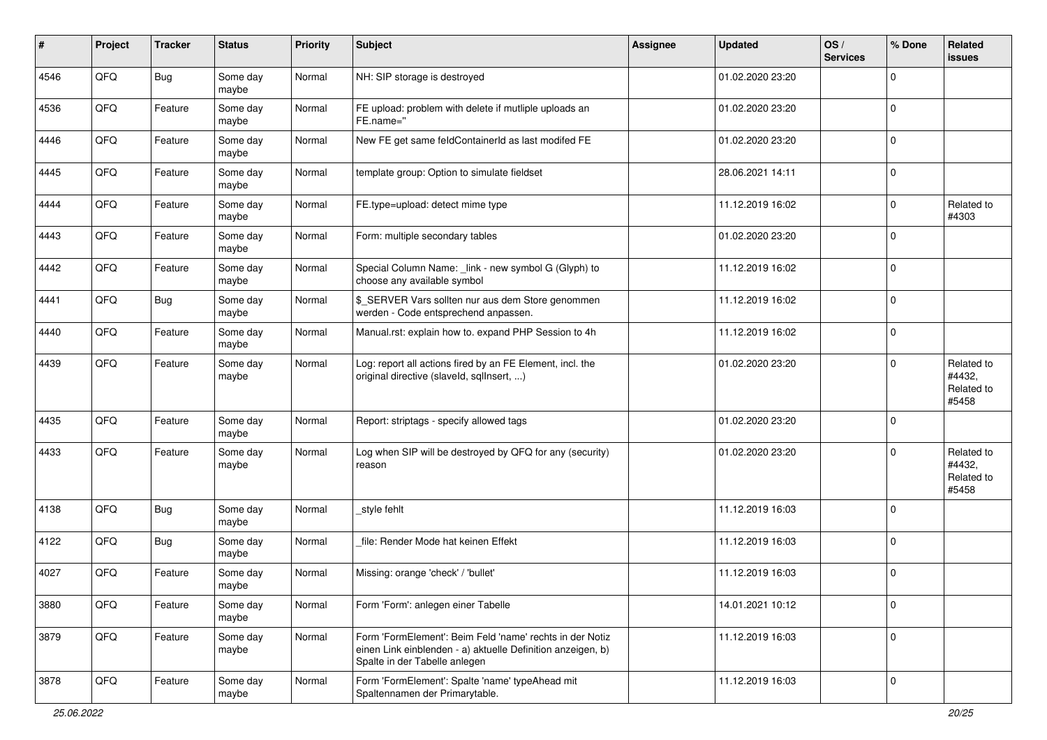| # | Project | Tracker | Status | Priority | Subject | Assignee | Updated | OS / Services | % Done | Related issues |
|---|---|---|---|---|---|---|---|---|---|---|
| 4546 | QFQ | Bug | Some day maybe | Normal | NH: SIP storage is destroyed | | 01.02.2020 23:20 | | 0 | |
| 4536 | QFQ | Feature | Some day maybe | Normal | FE upload: problem with delete if mutliple uploads an FE.name=" | | 01.02.2020 23:20 | | 0 | |
| 4446 | QFQ | Feature | Some day maybe | Normal | New FE get same feldContainerId as last modifed FE | | 01.02.2020 23:20 | | 0 | |
| 4445 | QFQ | Feature | Some day maybe | Normal | template group: Option to simulate fieldset | | 28.06.2021 14:11 | | 0 | |
| 4444 | QFQ | Feature | Some day maybe | Normal | FE.type=upload: detect mime type | | 11.12.2019 16:02 | | 0 | Related to #4303 |
| 4443 | QFQ | Feature | Some day maybe | Normal | Form: multiple secondary tables | | 01.02.2020 23:20 | | 0 | |
| 4442 | QFQ | Feature | Some day maybe | Normal | Special Column Name: _link - new symbol G (Glyph) to choose any available symbol | | 11.12.2019 16:02 | | 0 | |
| 4441 | QFQ | Bug | Some day maybe | Normal | $_SERVER Vars sollten nur aus dem Store genommen werden - Code entsprechend anpassen. | | 11.12.2019 16:02 | | 0 | |
| 4440 | QFQ | Feature | Some day maybe | Normal | Manual.rst: explain how to. expand PHP Session to 4h | | 11.12.2019 16:02 | | 0 | |
| 4439 | QFQ | Feature | Some day maybe | Normal | Log: report all actions fired by an FE Element, incl. the original directive (slaveId, sqlInsert, ...) | | 01.02.2020 23:20 | | 0 | Related to #4432, Related to #5458 |
| 4435 | QFQ | Feature | Some day maybe | Normal | Report: striptags - specify allowed tags | | 01.02.2020 23:20 | | 0 | |
| 4433 | QFQ | Feature | Some day maybe | Normal | Log when SIP will be destroyed by QFQ for any (security) reason | | 01.02.2020 23:20 | | 0 | Related to #4432, Related to #5458 |
| 4138 | QFQ | Bug | Some day maybe | Normal | _style fehlt | | 11.12.2019 16:03 | | 0 | |
| 4122 | QFQ | Bug | Some day maybe | Normal | _file: Render Mode hat keinen Effekt | | 11.12.2019 16:03 | | 0 | |
| 4027 | QFQ | Feature | Some day maybe | Normal | Missing: orange 'check' / 'bullet' | | 11.12.2019 16:03 | | 0 | |
| 3880 | QFQ | Feature | Some day maybe | Normal | Form 'Form': anlegen einer Tabelle | | 14.01.2021 10:12 | | 0 | |
| 3879 | QFQ | Feature | Some day maybe | Normal | Form 'FormElement': Beim Feld 'name' rechts in der Notiz einen Link einblenden - a) aktuelle Definition anzeigen, b) Spalte in der Tabelle anlegen | | 11.12.2019 16:03 | | 0 | |
| 3878 | QFQ | Feature | Some day maybe | Normal | Form 'FormElement': Spalte 'name' typeAhead mit Spaltennamen der Primarytable. | | 11.12.2019 16:03 | | 0 | |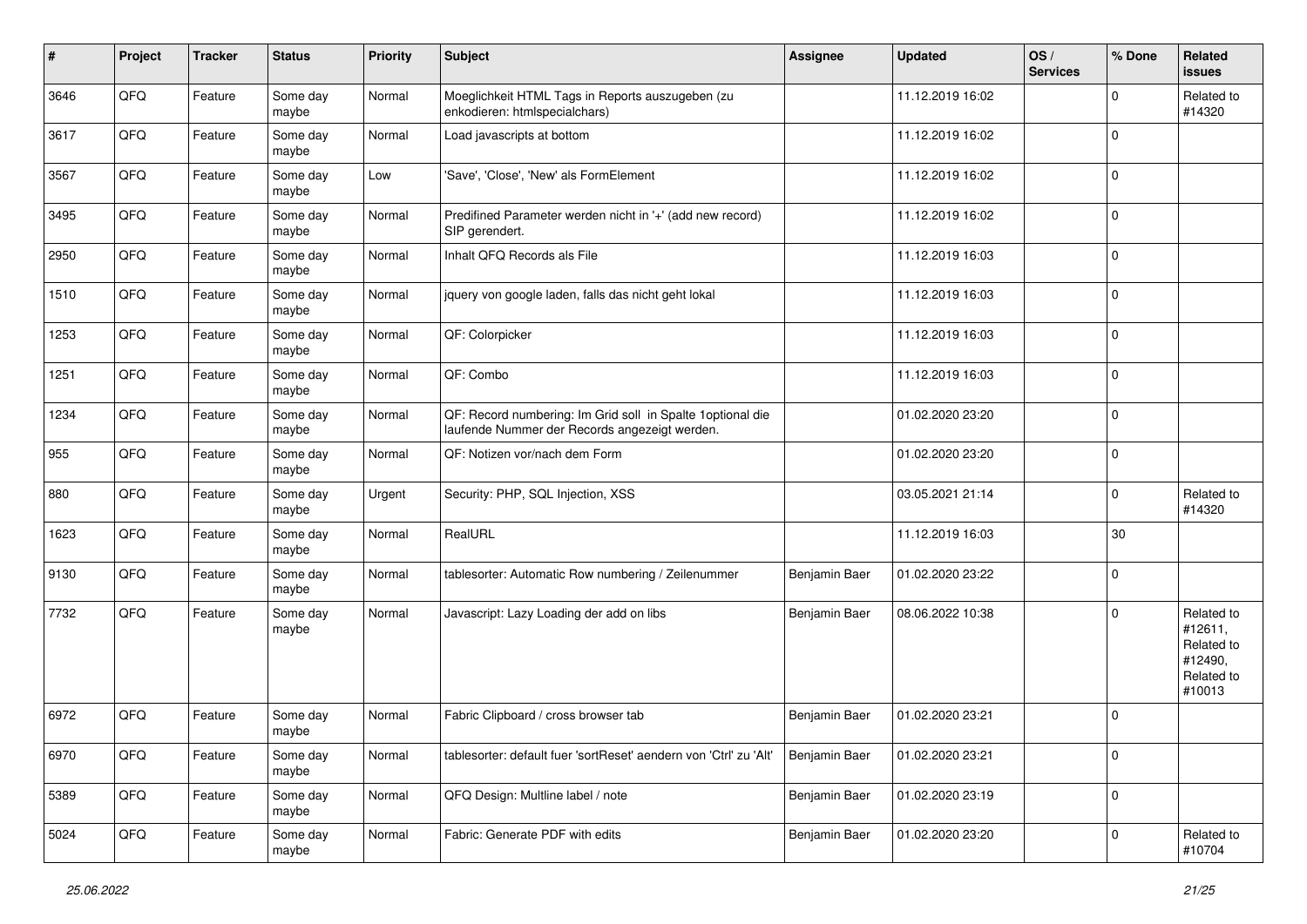| # | Project | Tracker | Status | Priority | Subject | Assignee | Updated | OS / Services | % Done | Related issues |
|---|---|---|---|---|---|---|---|---|---|---|
| 3646 | QFQ | Feature | Some day maybe | Normal | Moeglichkeit HTML Tags in Reports auszugeben (zu enkodieren: htmlspecialchars) | | 11.12.2019 16:02 | | 0 | Related to #14320 |
| 3617 | QFQ | Feature | Some day maybe | Normal | Load javascripts at bottom | | 11.12.2019 16:02 | | 0 | |
| 3567 | QFQ | Feature | Some day maybe | Low | 'Save', 'Close', 'New' als FormElement | | 11.12.2019 16:02 | | 0 | |
| 3495 | QFQ | Feature | Some day maybe | Normal | Predifined Parameter werden nicht in '+' (add new record) SIP gerendert. | | 11.12.2019 16:02 | | 0 | |
| 2950 | QFQ | Feature | Some day maybe | Normal | Inhalt QFQ Records als File | | 11.12.2019 16:03 | | 0 | |
| 1510 | QFQ | Feature | Some day maybe | Normal | jquery von google laden, falls das nicht geht lokal | | 11.12.2019 16:03 | | 0 | |
| 1253 | QFQ | Feature | Some day maybe | Normal | QF: Colorpicker | | 11.12.2019 16:03 | | 0 | |
| 1251 | QFQ | Feature | Some day maybe | Normal | QF: Combo | | 11.12.2019 16:03 | | 0 | |
| 1234 | QFQ | Feature | Some day maybe | Normal | QF: Record numbering: Im Grid soll in Spalte 1optional die laufende Nummer der Records angezeigt werden. | | 01.02.2020 23:20 | | 0 | |
| 955 | QFQ | Feature | Some day maybe | Normal | QF: Notizen vor/nach dem Form | | 01.02.2020 23:20 | | 0 | |
| 880 | QFQ | Feature | Some day maybe | Urgent | Security: PHP, SQL Injection, XSS | | 03.05.2021 21:14 | | 0 | Related to #14320 |
| 1623 | QFQ | Feature | Some day maybe | Normal | RealURL | | 11.12.2019 16:03 | | 30 | |
| 9130 | QFQ | Feature | Some day maybe | Normal | tablesorter: Automatic Row numbering / Zeilenummer | Benjamin Baer | 01.02.2020 23:22 | | 0 | |
| 7732 | QFQ | Feature | Some day maybe | Normal | Javascript: Lazy Loading der add on libs | Benjamin Baer | 08.06.2022 10:38 | | 0 | Related to #12611, Related to #12490, Related to #10013 |
| 6972 | QFQ | Feature | Some day maybe | Normal | Fabric Clipboard / cross browser tab | Benjamin Baer | 01.02.2020 23:21 | | 0 | |
| 6970 | QFQ | Feature | Some day maybe | Normal | tablesorter: default fuer 'sortReset' aendern von 'Ctrl' zu 'Alt' | Benjamin Baer | 01.02.2020 23:21 | | 0 | |
| 5389 | QFQ | Feature | Some day maybe | Normal | QFQ Design: Multline label / note | Benjamin Baer | 01.02.2020 23:19 | | 0 | |
| 5024 | QFQ | Feature | Some day maybe | Normal | Fabric: Generate PDF with edits | Benjamin Baer | 01.02.2020 23:20 | | 0 | Related to #10704 |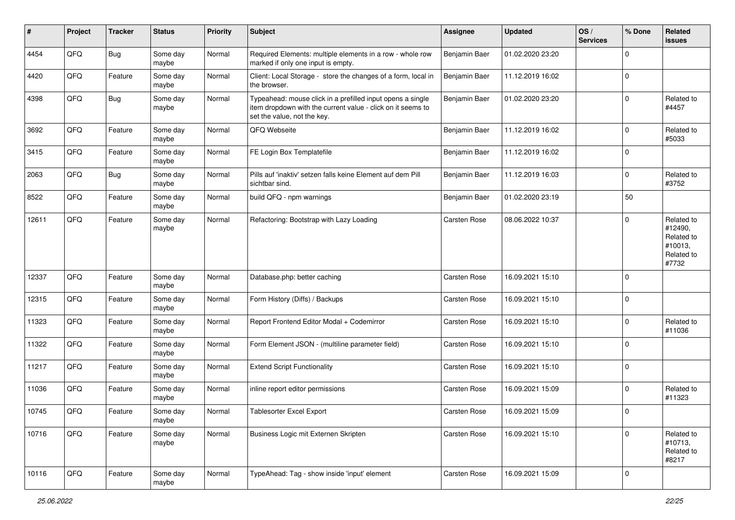| # | Project | Tracker | Status | Priority | Subject | Assignee | Updated | OS / Services | % Done | Related issues |
|---|---|---|---|---|---|---|---|---|---|---|
| 4454 | QFQ | Bug | Some day maybe | Normal | Required Elements: multiple elements in a row - whole row marked if only one input is empty. | Benjamin Baer | 01.02.2020 23:20 | | 0 | |
| 4420 | QFQ | Feature | Some day maybe | Normal | Client: Local Storage - store the changes of a form, local in the browser. | Benjamin Baer | 11.12.2019 16:02 | | 0 | |
| 4398 | QFQ | Bug | Some day maybe | Normal | Typeahead: mouse click in a prefilled input opens a single item dropdown with the current value - click on it seems to set the value, not the key. | Benjamin Baer | 01.02.2020 23:20 | | 0 | Related to #4457 |
| 3692 | QFQ | Feature | Some day maybe | Normal | QFQ Webseite | Benjamin Baer | 11.12.2019 16:02 | | 0 | Related to #5033 |
| 3415 | QFQ | Feature | Some day maybe | Normal | FE Login Box Templatefile | Benjamin Baer | 11.12.2019 16:02 | | 0 | |
| 2063 | QFQ | Bug | Some day maybe | Normal | Pills auf 'inaktiv' setzen falls keine Element auf dem Pill sichtbar sind. | Benjamin Baer | 11.12.2019 16:03 | | 0 | Related to #3752 |
| 8522 | QFQ | Feature | Some day maybe | Normal | build QFQ - npm warnings | Benjamin Baer | 01.02.2020 23:19 | | 50 | |
| 12611 | QFQ | Feature | Some day maybe | Normal | Refactoring: Bootstrap with Lazy Loading | Carsten Rose | 08.06.2022 10:37 | | 0 | Related to #12490, Related to #10013, Related to #7732 |
| 12337 | QFQ | Feature | Some day maybe | Normal | Database.php: better caching | Carsten Rose | 16.09.2021 15:10 | | 0 | |
| 12315 | QFQ | Feature | Some day maybe | Normal | Form History (Diffs) / Backups | Carsten Rose | 16.09.2021 15:10 | | 0 | |
| 11323 | QFQ | Feature | Some day maybe | Normal | Report Frontend Editor Modal + Codemirror | Carsten Rose | 16.09.2021 15:10 | | 0 | Related to #11036 |
| 11322 | QFQ | Feature | Some day maybe | Normal | Form Element JSON - (multiline parameter field) | Carsten Rose | 16.09.2021 15:10 | | 0 | |
| 11217 | QFQ | Feature | Some day maybe | Normal | Extend Script Functionality | Carsten Rose | 16.09.2021 15:10 | | 0 | |
| 11036 | QFQ | Feature | Some day maybe | Normal | inline report editor permissions | Carsten Rose | 16.09.2021 15:09 | | 0 | Related to #11323 |
| 10745 | QFQ | Feature | Some day maybe | Normal | Tablesorter Excel Export | Carsten Rose | 16.09.2021 15:09 | | 0 | |
| 10716 | QFQ | Feature | Some day maybe | Normal | Business Logic mit Externen Skripten | Carsten Rose | 16.09.2021 15:10 | | 0 | Related to #10713, Related to #8217 |
| 10116 | QFQ | Feature | Some day maybe | Normal | TypeAhead: Tag - show inside 'input' element | Carsten Rose | 16.09.2021 15:09 | | 0 | |

*25.06.2022*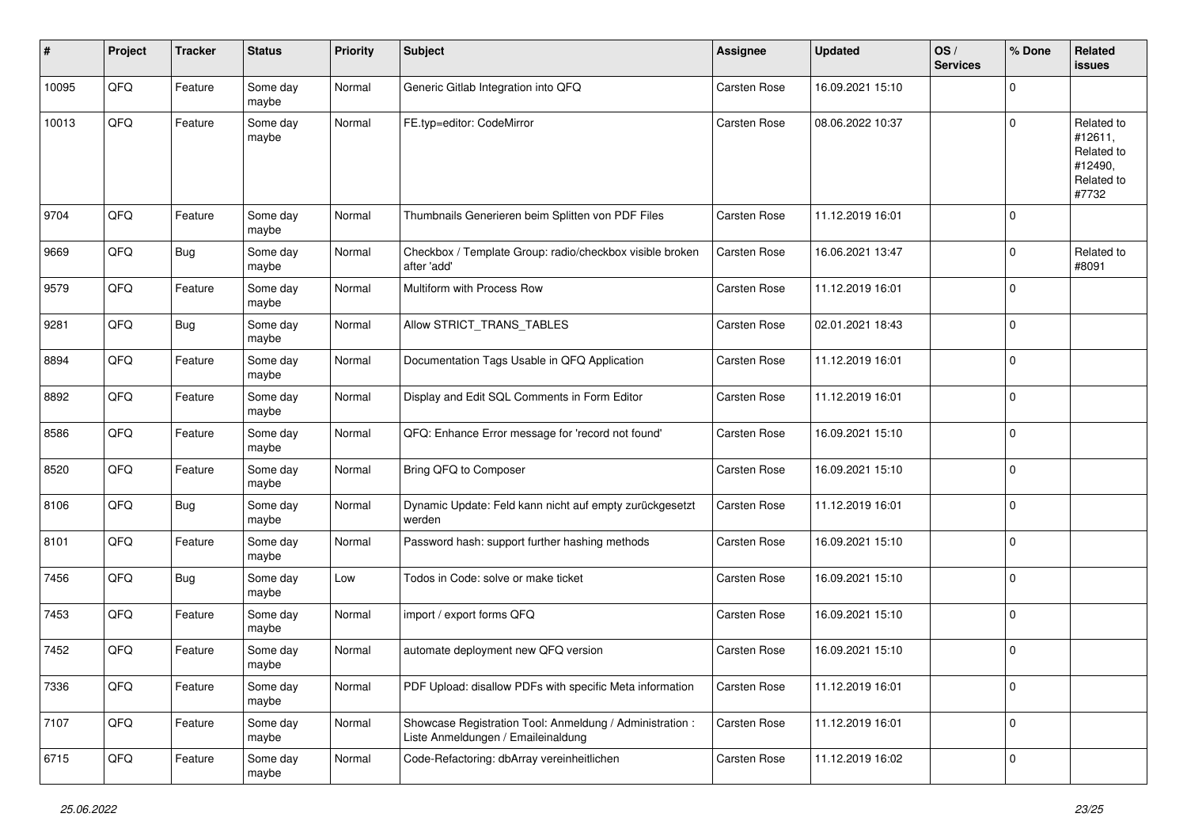| # | Project | Tracker | Status | Priority | Subject | Assignee | Updated | OS / Services | % Done | Related issues |
|---|---|---|---|---|---|---|---|---|---|---|
| 10095 | QFQ | Feature | Some day maybe | Normal | Generic Gitlab Integration into QFQ | Carsten Rose | 16.09.2021 15:10 | | 0 | |
| 10013 | QFQ | Feature | Some day maybe | Normal | FE.typ=editor: CodeMirror | Carsten Rose | 08.06.2022 10:37 | | 0 | Related to #12611, Related to #12490, Related to #7732 |
| 9704 | QFQ | Feature | Some day maybe | Normal | Thumbnails Generieren beim Splitten von PDF Files | Carsten Rose | 11.12.2019 16:01 | | 0 | |
| 9669 | QFQ | Bug | Some day maybe | Normal | Checkbox / Template Group: radio/checkbox visible broken after 'add' | Carsten Rose | 16.06.2021 13:47 | | 0 | Related to #8091 |
| 9579 | QFQ | Feature | Some day maybe | Normal | Multiform with Process Row | Carsten Rose | 11.12.2019 16:01 | | 0 | |
| 9281 | QFQ | Bug | Some day maybe | Normal | Allow STRICT_TRANS_TABLES | Carsten Rose | 02.01.2021 18:43 | | 0 | |
| 8894 | QFQ | Feature | Some day maybe | Normal | Documentation Tags Usable in QFQ Application | Carsten Rose | 11.12.2019 16:01 | | 0 | |
| 8892 | QFQ | Feature | Some day maybe | Normal | Display and Edit SQL Comments in Form Editor | Carsten Rose | 11.12.2019 16:01 | | 0 | |
| 8586 | QFQ | Feature | Some day maybe | Normal | QFQ: Enhance Error message for 'record not found' | Carsten Rose | 16.09.2021 15:10 | | 0 | |
| 8520 | QFQ | Feature | Some day maybe | Normal | Bring QFQ to Composer | Carsten Rose | 16.09.2021 15:10 | | 0 | |
| 8106 | QFQ | Bug | Some day maybe | Normal | Dynamic Update: Feld kann nicht auf empty zurückgesetzt werden | Carsten Rose | 11.12.2019 16:01 | | 0 | |
| 8101 | QFQ | Feature | Some day maybe | Normal | Password hash: support further hashing methods | Carsten Rose | 16.09.2021 15:10 | | 0 | |
| 7456 | QFQ | Bug | Some day maybe | Low | Todos in Code: solve or make ticket | Carsten Rose | 16.09.2021 15:10 | | 0 | |
| 7453 | QFQ | Feature | Some day maybe | Normal | import / export forms QFQ | Carsten Rose | 16.09.2021 15:10 | | 0 | |
| 7452 | QFQ | Feature | Some day maybe | Normal | automate deployment new QFQ version | Carsten Rose | 16.09.2021 15:10 | | 0 | |
| 7336 | QFQ | Feature | Some day maybe | Normal | PDF Upload: disallow PDFs with specific Meta information | Carsten Rose | 11.12.2019 16:01 | | 0 | |
| 7107 | QFQ | Feature | Some day maybe | Normal | Showcase Registration Tool: Anmeldung / Administration : Liste Anmeldungen / Emaileinaldung | Carsten Rose | 11.12.2019 16:01 | | 0 | |
| 6715 | QFQ | Feature | Some day maybe | Normal | Code-Refactoring: dbArray vereinheitlichen | Carsten Rose | 11.12.2019 16:02 | | 0 | |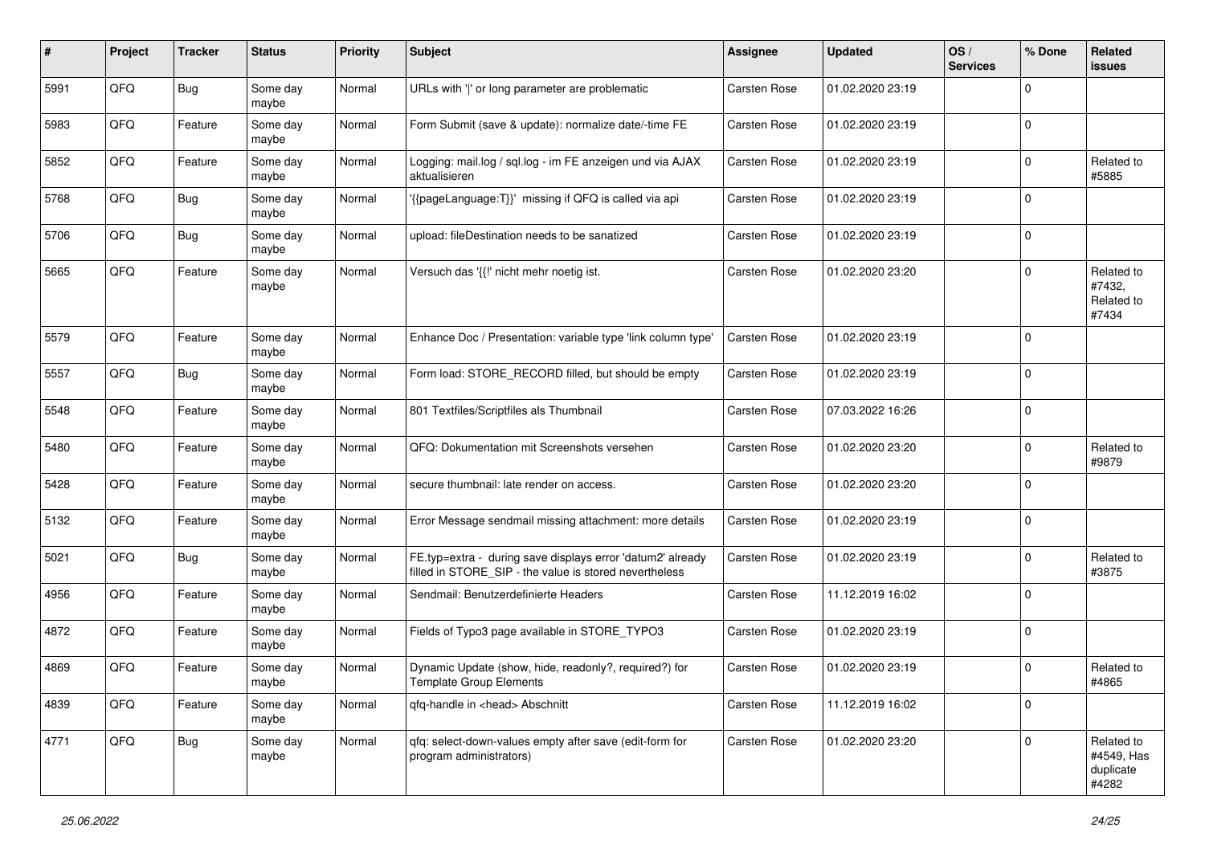| # | Project | Tracker | Status | Priority | Subject | Assignee | Updated | OS / Services | % Done | Related issues |
|---|---|---|---|---|---|---|---|---|---|---|
| 5991 | QFQ | Bug | Some day maybe | Normal | URLs with '\|' or long parameter are problematic | Carsten Rose | 01.02.2020 23:19 | | 0 | |
| 5983 | QFQ | Feature | Some day maybe | Normal | Form Submit (save & update): normalize date/-time FE | Carsten Rose | 01.02.2020 23:19 | | 0 | |
| 5852 | QFQ | Feature | Some day maybe | Normal | Logging: mail.log / sql.log - im FE anzeigen und via AJAX aktualisieren | Carsten Rose | 01.02.2020 23:19 | | 0 | Related to #5885 |
| 5768 | QFQ | Bug | Some day maybe | Normal | '{{pageLanguage:T}}' missing if QFQ is called via api | Carsten Rose | 01.02.2020 23:19 | | 0 | |
| 5706 | QFQ | Bug | Some day maybe | Normal | upload: fileDestination needs to be sanatized | Carsten Rose | 01.02.2020 23:19 | | 0 | |
| 5665 | QFQ | Feature | Some day maybe | Normal | Versuch das '{{!' nicht mehr noetig ist. | Carsten Rose | 01.02.2020 23:20 | | 0 | Related to #7432, Related to #7434 |
| 5579 | QFQ | Feature | Some day maybe | Normal | Enhance Doc / Presentation: variable type 'link column type' | Carsten Rose | 01.02.2020 23:19 | | 0 | |
| 5557 | QFQ | Bug | Some day maybe | Normal | Form load: STORE_RECORD filled, but should be empty | Carsten Rose | 01.02.2020 23:19 | | 0 | |
| 5548 | QFQ | Feature | Some day maybe | Normal | 801 Textfiles/Scriptfiles als Thumbnail | Carsten Rose | 07.03.2022 16:26 | | 0 | |
| 5480 | QFQ | Feature | Some day maybe | Normal | QFQ: Dokumentation mit Screenshots versehen | Carsten Rose | 01.02.2020 23:20 | | 0 | Related to #9879 |
| 5428 | QFQ | Feature | Some day maybe | Normal | secure thumbnail: late render on access. | Carsten Rose | 01.02.2020 23:20 | | 0 | |
| 5132 | QFQ | Feature | Some day maybe | Normal | Error Message sendmail missing attachment: more details | Carsten Rose | 01.02.2020 23:19 | | 0 | |
| 5021 | QFQ | Bug | Some day maybe | Normal | FE.typ=extra - during save displays error 'datum2' already filled in STORE_SIP - the value is stored nevertheless | Carsten Rose | 01.02.2020 23:19 | | 0 | Related to #3875 |
| 4956 | QFQ | Feature | Some day maybe | Normal | Sendmail: Benutzerdefinierte Headers | Carsten Rose | 11.12.2019 16:02 | | 0 | |
| 4872 | QFQ | Feature | Some day maybe | Normal | Fields of Typo3 page available in STORE_TYPO3 | Carsten Rose | 01.02.2020 23:19 | | 0 | |
| 4869 | QFQ | Feature | Some day maybe | Normal | Dynamic Update (show, hide, readonly?, required?) for Template Group Elements | Carsten Rose | 01.02.2020 23:19 | | 0 | Related to #4865 |
| 4839 | QFQ | Feature | Some day maybe | Normal | qfq-handle in <head> Abschnitt | Carsten Rose | 11.12.2019 16:02 | | 0 | |
| 4771 | QFQ | Bug | Some day maybe | Normal | qfq: select-down-values empty after save (edit-form for program administrators) | Carsten Rose | 01.02.2020 23:20 | | 0 | Related to #4549, Has duplicate #4282 |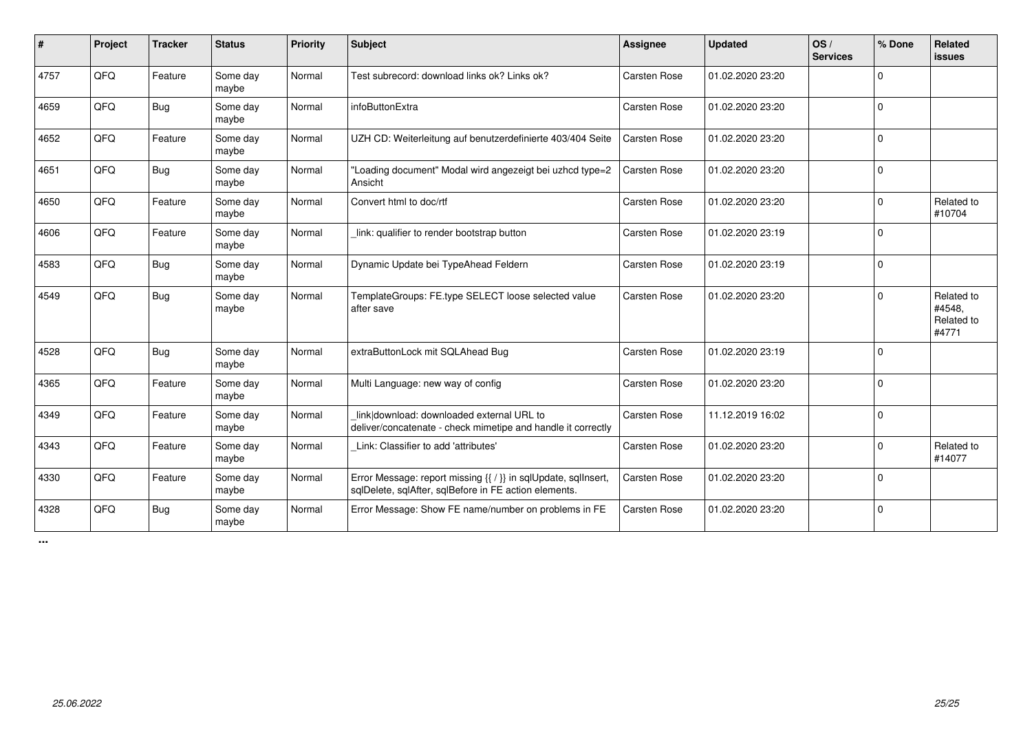| # | Project | Tracker | Status | Priority | Subject | Assignee | Updated | OS / Services | % Done | Related issues |
|---|---|---|---|---|---|---|---|---|---|---|
| 4757 | QFQ | Feature | Some day maybe | Normal | Test subrecord: download links ok? Links ok? | Carsten Rose | 01.02.2020 23:20 | | 0 | |
| 4659 | QFQ | Bug | Some day maybe | Normal | infoButtonExtra | Carsten Rose | 01.02.2020 23:20 | | 0 | |
| 4652 | QFQ | Feature | Some day maybe | Normal | UZH CD: Weiterleitung auf benutzerdefinierte 403/404 Seite | Carsten Rose | 01.02.2020 23:20 | | 0 | |
| 4651 | QFQ | Bug | Some day maybe | Normal | "Loading document" Modal wird angezeigt bei uzhcd type=2 Ansicht | Carsten Rose | 01.02.2020 23:20 | | 0 | |
| 4650 | QFQ | Feature | Some day maybe | Normal | Convert html to doc/rtf | Carsten Rose | 01.02.2020 23:20 | | 0 | Related to #10704 |
| 4606 | QFQ | Feature | Some day maybe | Normal | _link: qualifier to render bootstrap button | Carsten Rose | 01.02.2020 23:19 | | 0 | |
| 4583 | QFQ | Bug | Some day maybe | Normal | Dynamic Update bei TypeAhead Feldern | Carsten Rose | 01.02.2020 23:19 | | 0 | |
| 4549 | QFQ | Bug | Some day maybe | Normal | TemplateGroups: FE.type SELECT loose selected value after save | Carsten Rose | 01.02.2020 23:20 | | 0 | Related to #4548, Related to #4771 |
| 4528 | QFQ | Bug | Some day maybe | Normal | extraButtonLock mit SQLAhead Bug | Carsten Rose | 01.02.2020 23:19 | | 0 | |
| 4365 | QFQ | Feature | Some day maybe | Normal | Multi Language: new way of config | Carsten Rose | 01.02.2020 23:20 | | 0 | |
| 4349 | QFQ | Feature | Some day maybe | Normal | _link\|download: downloaded external URL to deliver/concatenate - check mimetipe and handle it correctly | Carsten Rose | 11.12.2019 16:02 | | 0 | |
| 4343 | QFQ | Feature | Some day maybe | Normal | _Link: Classifier to add 'attributes' | Carsten Rose | 01.02.2020 23:20 | | 0 | Related to #14077 |
| 4330 | QFQ | Feature | Some day maybe | Normal | Error Message: report missing {{ / }} in sqlUpdate, sqlInsert, sqlDelete, sqlAfter, sqlBefore in FE action elements. | Carsten Rose | 01.02.2020 23:20 | | 0 | |
| 4328 | QFQ | Bug | Some day maybe | Normal | Error Message: Show FE name/number on problems in FE | Carsten Rose | 01.02.2020 23:20 | | 0 | |

...